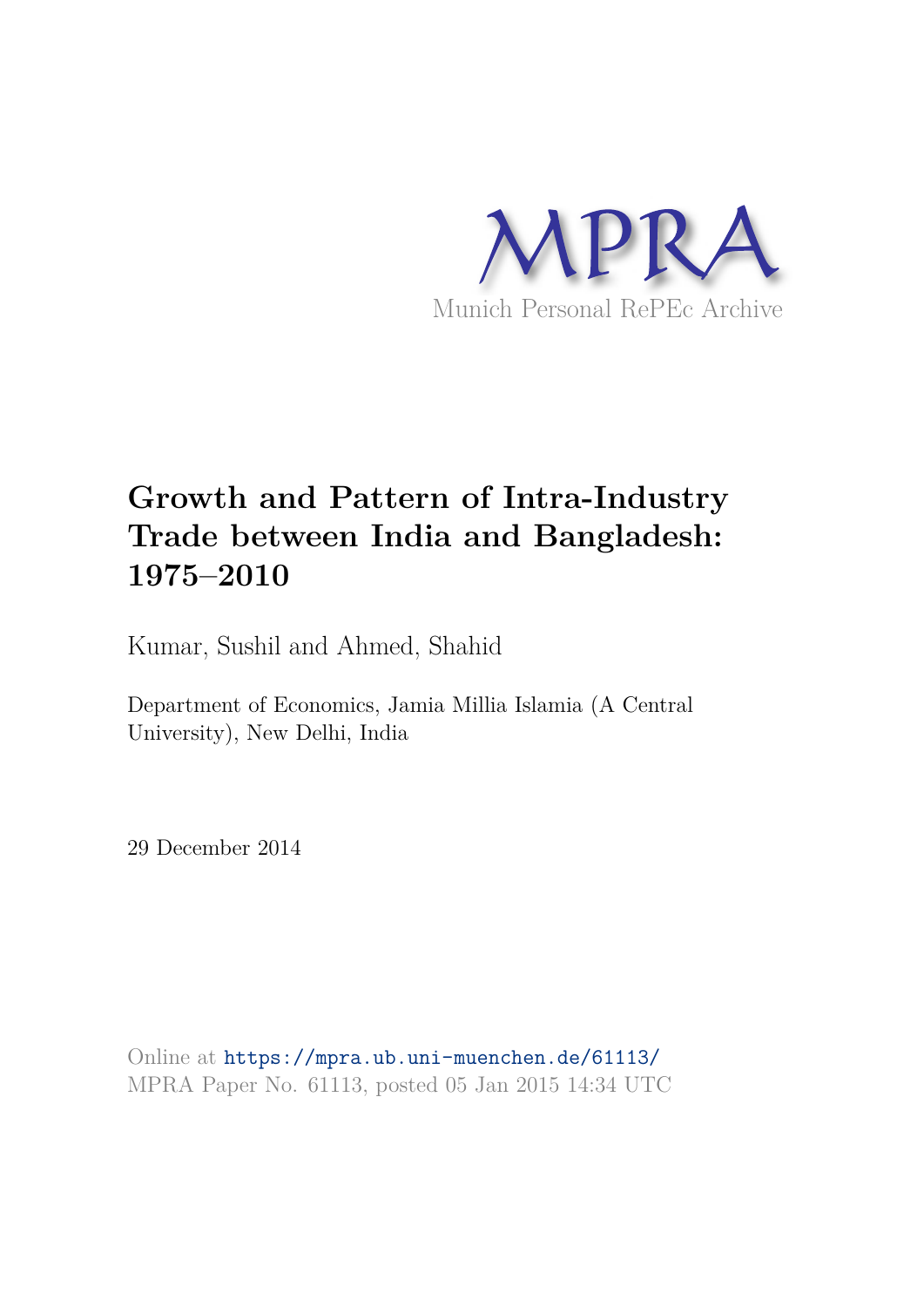MPRA

Munich Personal RePEc Archive

# Growth and Pattern of Intra-Industry Trade between India and Bangladesh: 1975–2010

Kumar, Sushil and Ahmed, Shahid

Department of Economics, Jamia Millia Islamia (A Central University), New Delhi, India

29 December 2014

Online at https://mpra.ub.uni-muenchen.de/61113/
MPRA Paper No. 61113, posted 05 Jan 2015 14:34 UTC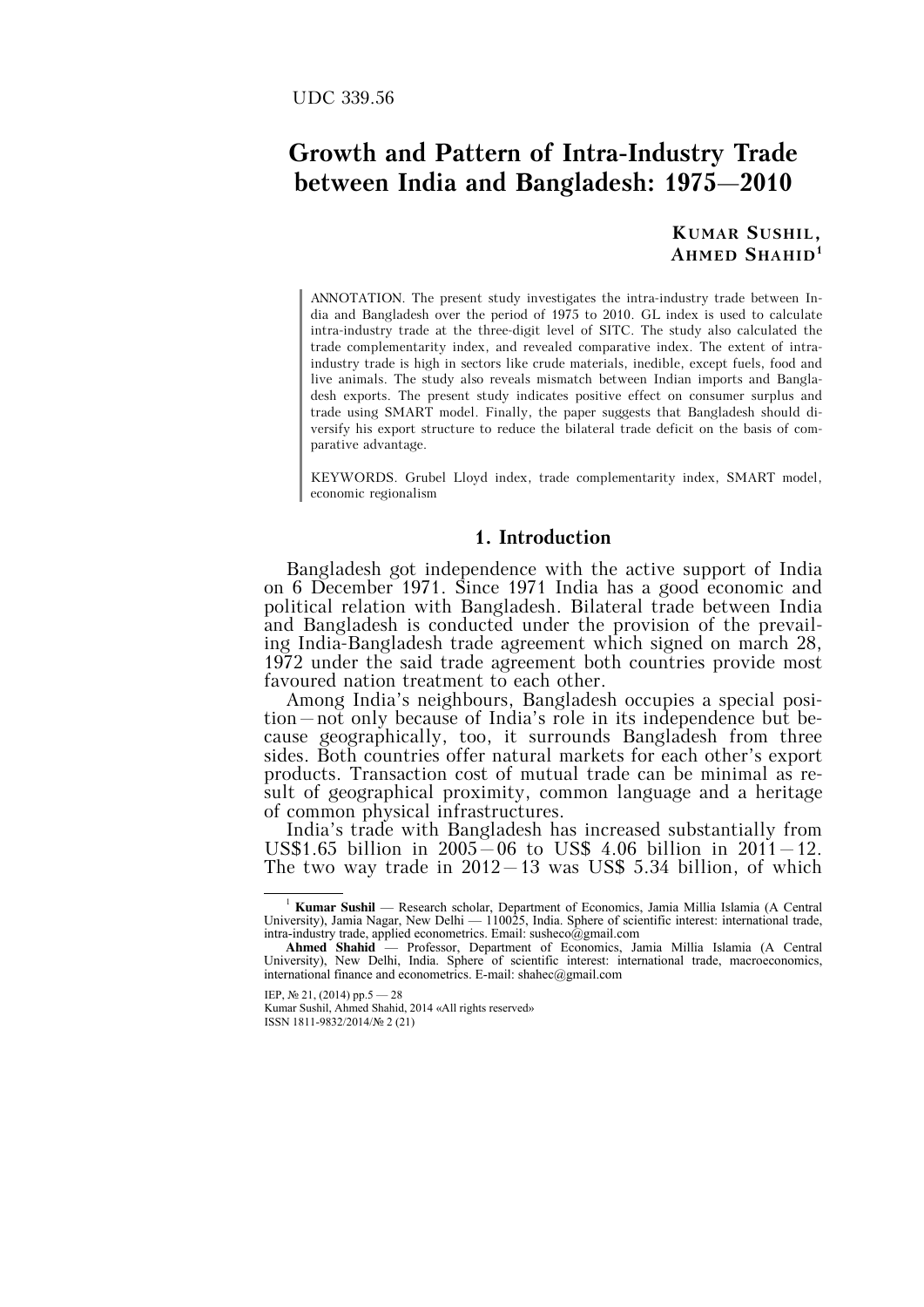UDC 339.56

# Growth and Pattern of Intra-Industry Trade between India and Bangladesh: 1975—2010

**KUMAR SUSHIL, AHMED SHAHID**[1]

ANNOTATION. The present study investigates the intra-industry trade between India and Bangladesh over the period of 1975 to 2010. GL index is used to calculate intra-industry trade at the three-digit level of SITC. The study also calculated the trade complementarity index, and revealed comparative index. The extent of intra-industry trade is high in sectors like crude materials, inedible, except fuels, food and live animals. The study also reveals mismatch between Indian imports and Bangladesh exports. The present study indicates positive effect on consumer surplus and trade using SMART model. Finally, the paper suggests that Bangladesh should diversify his export structure to reduce the bilateral trade deficit on the basis of comparative advantage.

KEYWORDS. Grubel Lloyd index, trade complementarity index, SMART model, economic regionalism

## 1. Introduction

Bangladesh got independence with the active support of India on 6 December 1971. Since 1971 India has a good economic and political relation with Bangladesh. Bilateral trade between India and Bangladesh is conducted under the provision of the prevailing India-Bangladesh trade agreement which signed on march 28, 1972 under the said trade agreement both countries provide most favoured nation treatment to each other.

Among India's neighbours, Bangladesh occupies a special position — not only because of India's role in its independence but because geographically, too, it surrounds Bangladesh from three sides. Both countries offer natural markets for each other's export products. Transaction cost of mutual trade can be minimal as result of geographical proximity, common language and a heritage of common physical infrastructures.

India's trade with Bangladesh has increased substantially from US$1.65 billion in 2005—06 to US$ 4.06 billion in 2011—12. The two way trade in 2012—13 was US$ 5.34 billion, of which

---

[1] **Kumar Sushil** — Research scholar, Department of Economics, Jamia Millia Islamia (A Central University), Jamia Nagar, New Delhi — 110025, India. Sphere of scientific interest: international trade, intra-industry trade, applied econometrics. Email: susheco@gmail.com

**Ahmed Shahid** — Professor, Department of Economics, Jamia Millia Islamia (A Central University), New Delhi, India. Sphere of scientific interest: international trade, macroeconomics, international finance and econometrics. E-mail: shahec@gmail.com

Kumar Sushil, Ahmed Shahid, 2014 «All rights reserved»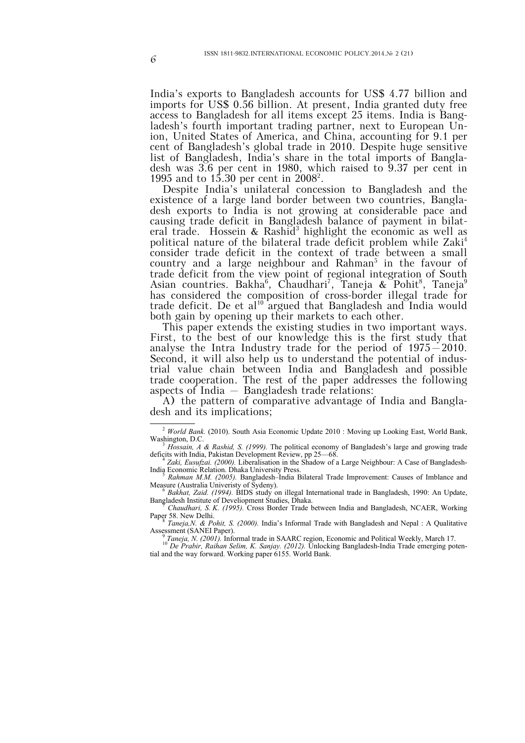India's exports to Bangladesh accounts for US$ 4.77 billion and imports for US$ 0.56 billion. At present, India granted duty free access to Bangladesh for all items except 25 items. India is Bangladesh's fourth important trading partner, next to European Union, United States of America, and China, accounting for 9.1 per cent of Bangladesh's global trade in 2010. Despite huge sensitive list of Bangladesh, India's share in the total imports of Bangladesh was 3.6 per cent in 1980, which raised to 9.37 per cent in 1995 and to 15.30 per cent in 2008[2].

Despite India's unilateral concession to Bangladesh and the existence of a large land border between two countries, Bangladesh exports to India is not growing at considerable pace and causing trade deficit in Bangladesh balance of payment in bilateral trade. Hossein & Rashid[3] highlight the economic as well as political nature of the bilateral trade deficit problem while Zaki[4] consider trade deficit in the context of trade between a small country and a large neighbour and Rahman[5] in the favour of trade deficit from the view point of regional integration of South Asian countries. Bakha[6], Chaudhari[7], Taneja & Pohit[8], Taneja[9] has considered the composition of cross-border illegal trade for trade deficit. De et al[10] argued that Bangladesh and India would both gain by opening up their markets to each other.

This paper extends the existing studies in two important ways. First, to the best of our knowledge this is the first study that analyse the Intra Industry trade for the period of 1975–2010. Second, it will also help us to understand the potential of industrial value chain between India and Bangladesh and possible trade cooperation. The rest of the paper addresses the following aspects of India – Bangladesh trade relations:

A) the pattern of comparative advantage of India and Bangladesh and its implications;

---

[2] *World Bank.* (2010). South Asia Economic Update 2010 : Moving up Looking East, World Bank, Washington, D.C.

[3] *Hossain, A & Rashid, S. (1999).* The political economy of Bangladesh's large and growing trade deficits with India, Pakistan Development Review, pp 25—68.

[4] *Zaki, Eusufzai. (2000).* Liberalisation in the Shadow of a Large Neighbour: A Case of Bangladesh-India Economic Relation. Dhaka University Press.

[5] *Rahman M.M. (2005).* Bangladesh–India Bilateral Trade Improvement: Causes of Imblance and Measure (Australia Univeristy of Sydeny).

[6] *Bakhat, Zaid. (1994).* BIDS study on illegal International trade in Bangladesh, 1990: An Update, Bangladesh Institute of Develiopment Studies, Dhaka.

[7] *Chaudhari, S. K. (1995).* Cross Border Trade between India and Bangladesh, NCAER, Working Paper 58. New Delhi.

[8] *Taneja,N. & Pohit, S. (2000).* India's Informal Trade with Bangladesh and Nepal : A Qualitative Assessment (SANEI Paper).

[9] *Taneja, N. (2001).* Informal trade in SAARC region, Economic and Political Weekly, March 17.

[10] *De Prabir, Raihan Selim, K. Sanjay. (2012).* Unlocking Bangladesh-India Trade emerging potential and the way forward. Working paper 6155. World Bank.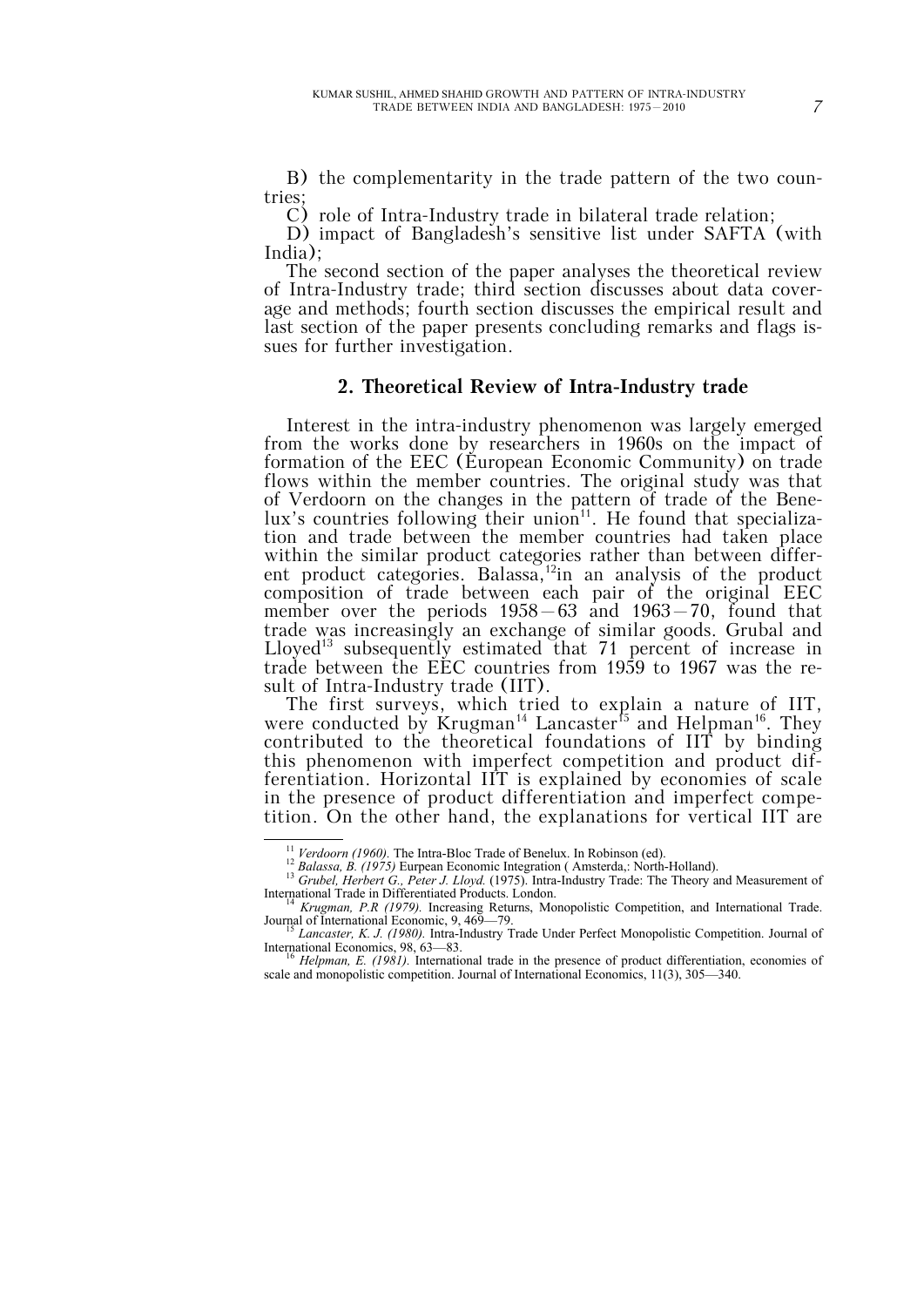B) the complementarity in the trade pattern of the two countries;

C) role of Intra-Industry trade in bilateral trade relation;

D) impact of Bangladesh's sensitive list under SAFTA (with India);

The second section of the paper analyses the theoretical review of Intra-Industry trade; third section discusses about data coverage and methods; fourth section discusses the empirical result and last section of the paper presents concluding remarks and flags issues for further investigation.

## 2. Theoretical Review of Intra-Industry trade

Interest in the intra-industry phenomenon was largely emerged from the works done by researchers in 1960s on the impact of formation of the EEC (European Economic Community) on trade flows within the member countries. The original study was that of Verdoorn on the changes in the pattern of trade of the Benelux's countries following their union[11]. He found that specialization and trade between the member countries had taken place within the similar product categories rather than between different product categories. Balassa,[12]in an analysis of the product composition of trade between each pair of the original EEC member over the periods 1958—63 and 1963—70, found that trade was increasingly an exchange of similar goods. Grubal and Lloyed[13] subsequently estimated that 71 percent of increase in trade between the EEC countries from 1959 to 1967 was the result of Intra-Industry trade (IIT).

The first surveys, which tried to explain a nature of IIT, were conducted by Krugman[14] Lancaster[15] and Helpman[16]. They contributed to the theoretical foundations of IIT by binding this phenomenon with imperfect competition and product differentiation. Horizontal IIT is explained by economies of scale in the presence of product differentiation and imperfect competition. On the other hand, the explanations for vertical IIT are

---

[11] *Verdoorn (1960).* The Intra-Bloc Trade of Benelux. In Robinson (ed).

[12] *Balassa, B. (1975)* Eurpean Economic Integration ( Amsterda,: North-Holland).

[13] *Grubel, Herbert G., Peter J. Lloyd.* (1975). Intra-Industry Trade: The Theory and Measurement of International Trade in Differentiated Products. London.

[14] *Krugman, P.R (1979).* Increasing Returns, Monopolistic Competition, and International Trade. Journal of International Economic, 9, 469—79.

[15] *Lancaster, K. J. (1980).* Intra-Industry Trade Under Perfect Monopolistic Competition. Journal of International Economics, 98, 63—83.

[16] *Helpman, E. (1981).* International trade in the presence of product differentiation, economies of scale and monopolistic competition. Journal of International Economics, 11(3), 305—340.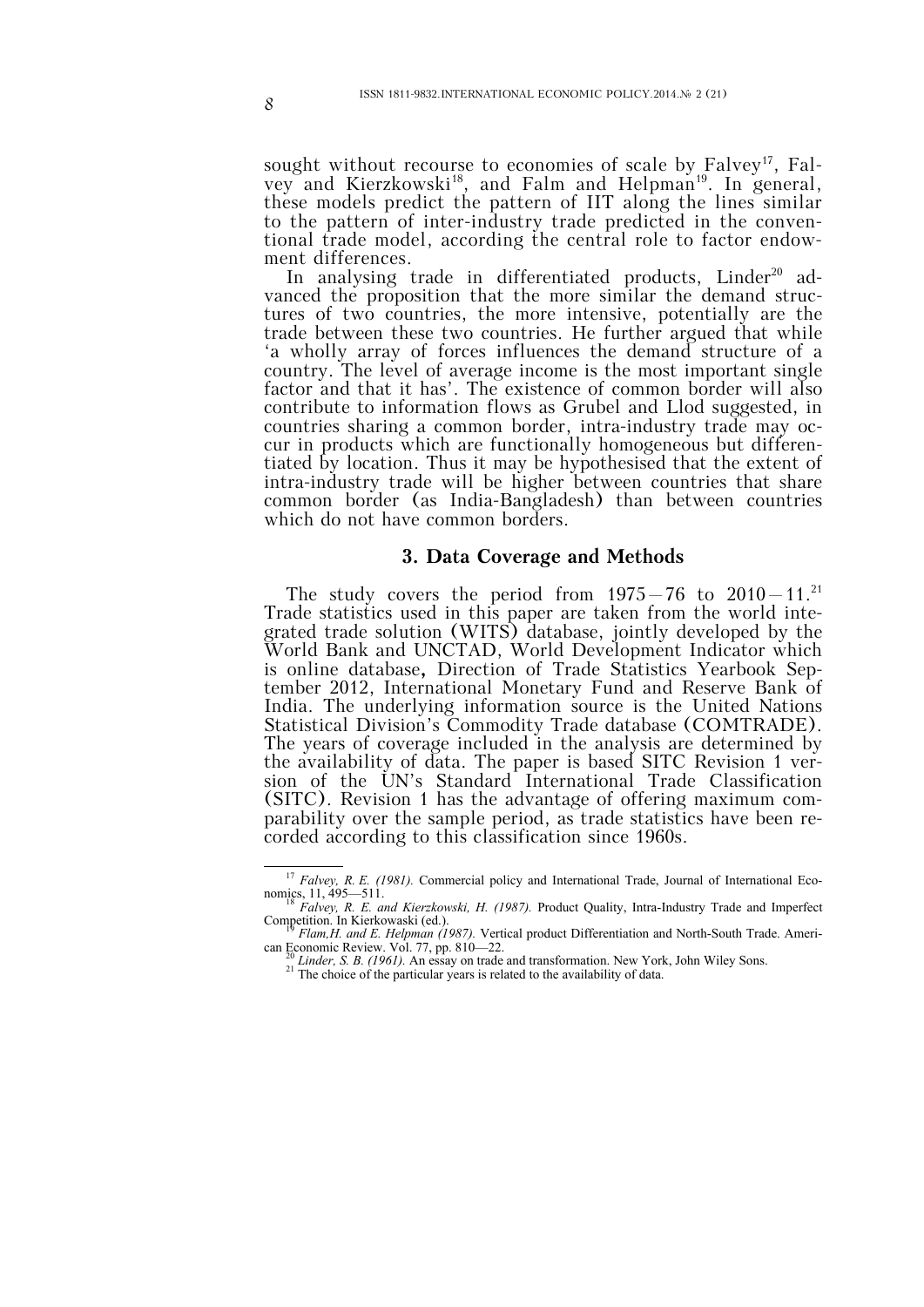sought without recourse to economies of scale by Falvey[17], Falvey and Kierzkowski[18], and Falm and Helpman[19]. In general, these models predict the pattern of IIT along the lines similar to the pattern of inter-industry trade predicted in the conventional trade model, according the central role to factor endowment differences.

In analysing trade in differentiated products, Linder[20] advanced the proposition that the more similar the demand structures of two countries, the more intensive, potentially are the trade between these two countries. He further argued that while 'a wholly array of forces influences the demand structure of a country. The level of average income is the most important single factor and that it has'. The existence of common border will also contribute to information flows as Grubel and Llod suggested, in countries sharing a common border, intra-industry trade may occur in products which are functionally homogeneous but differentiated by location. Thus it may be hypothesised that the extent of intra-industry trade will be higher between countries that share common border (as India-Bangladesh) than between countries which do not have common borders.

## 3. Data Coverage and Methods

The study covers the period from 1975–76 to 2010–11.[21] Trade statistics used in this paper are taken from the world integrated trade solution (WITS) database, jointly developed by the World Bank and UNCTAD, World Development Indicator which is online database, Direction of Trade Statistics Yearbook September 2012, International Monetary Fund and Reserve Bank of India. The underlying information source is the United Nations Statistical Division's Commodity Trade database (COMTRADE). The years of coverage included in the analysis are determined by the availability of data. The paper is based SITC Revision 1 version of the UN's Standard International Trade Classification (SITC). Revision 1 has the advantage of offering maximum comparability over the sample period, as trade statistics have been recorded according to this classification since 1960s.

---

[17] *Falvey, R. E. (1981).* Commercial policy and International Trade, Journal of International Economics, 11, 495—511.

[18] *Falvey, R. E. and Kierzkowski, H. (1987).* Product Quality, Intra-Industry Trade and Imperfect Competition. In Kierkowaski (ed.).

[19] *Flam,H. and E. Helpman (1987).* Vertical product Differentiation and North-South Trade. American Economic Review. Vol. 77, pp. 810—22.

[20] *Linder, S. B. (1961).* An essay on trade and transformation. New York, John Wiley Sons.

[21] The choice of the particular years is related to the availability of data.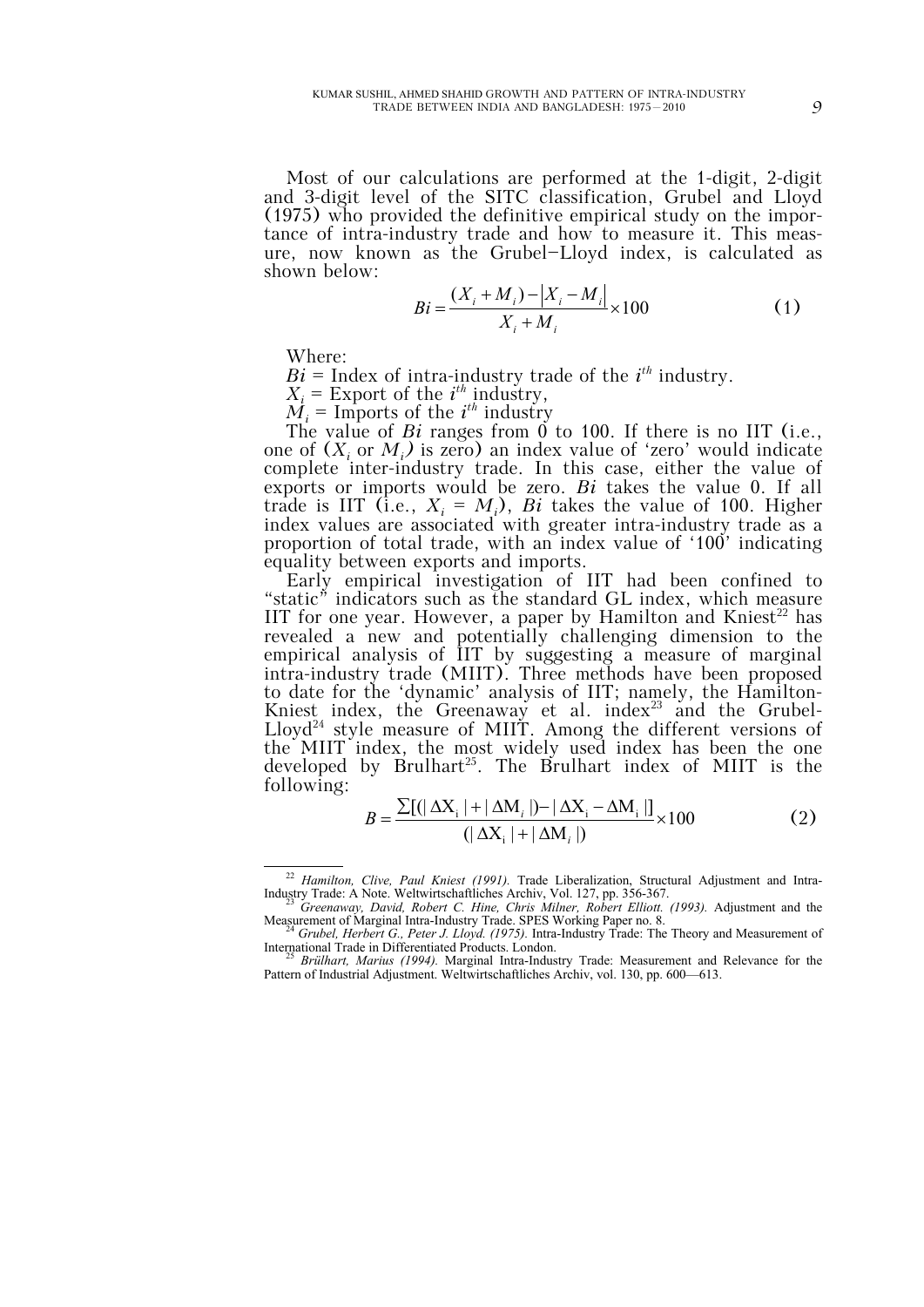Most of our calculations are performed at the 1-digit, 2-digit and 3-digit level of the SITC classification, Grubel and Lloyd (1975) who provided the definitive empirical study on the importance of intra-industry trade and how to measure it. This measure, now known as the Grubel–Lloyd index, is calculated as shown below:

$$Bi = \frac{(X_i + M_i) - |X_i - M_i|}{X_i + M_i} \times 100 \qquad (1)$$

Where:

$Bi$ = Index of intra-industry trade of the $i^{th}$ industry.

$X_i$ = Export of the $i^{th}$ industry,

$M_i$ = Imports of the $i^{th}$ industry

The value of $Bi$ ranges from 0 to 100. If there is no IIT (i.e., one of ($X_i$ or $M_i$) is zero) an index value of 'zero' would indicate complete inter-industry trade. In this case, either the value of exports or imports would be zero. $Bi$ takes the value 0. If all trade is IIT (i.e., $X_i = M_i$), $Bi$ takes the value of 100. Higher index values are associated with greater intra-industry trade as a proportion of total trade, with an index value of '100' indicating equality between exports and imports.

Early empirical investigation of IIT had been confined to "static" indicators such as the standard GL index, which measure IIT for one year. However, a paper by Hamilton and Kniest[22] has revealed a new and potentially challenging dimension to the empirical analysis of IIT by suggesting a measure of marginal intra-industry trade (MIIT). Three methods have been proposed to date for the 'dynamic' analysis of IIT; namely, the Hamilton-Kniest index, the Greenaway et al. index[23] and the Grubel-Lloyd[24] style measure of MIIT. Among the different versions of the MIIT index, the most widely used index has been the one developed by Brulhart[25]. The Brulhart index of MIIT is the following:

$$B = \frac{\sum[(|\Delta X_i| + |\Delta M_i|) - |\Delta X_i - \Delta M_i|]}{(|\Delta X_i| + |\Delta M_i|)} \times 100 \qquad (2)$$

---

[22] *Hamilton, Clive, Paul Kniest (1991).* Trade Liberalization, Structural Adjustment and Intra-Industry Trade: A Note. Weltwirtschaftliches Archiv, Vol. 127, pp. 356-367.

[23] *Greenaway, David, Robert C. Hine, Chris Milner, Robert Elliott. (1993).* Adjustment and the Measurement of Marginal Intra-Industry Trade. SPES Working Paper no. 8.

[24] *Grubel, Herbert G., Peter J. Lloyd. (1975).* Intra-Industry Trade: The Theory and Measurement of International Trade in Differentiated Products. London.

[25] *Brülhart, Marius (1994).* Marginal Intra-Industry Trade: Measurement and Relevance for the Pattern of Industrial Adjustment. Weltwirtschaftliches Archiv, vol. 130, pp. 600—613.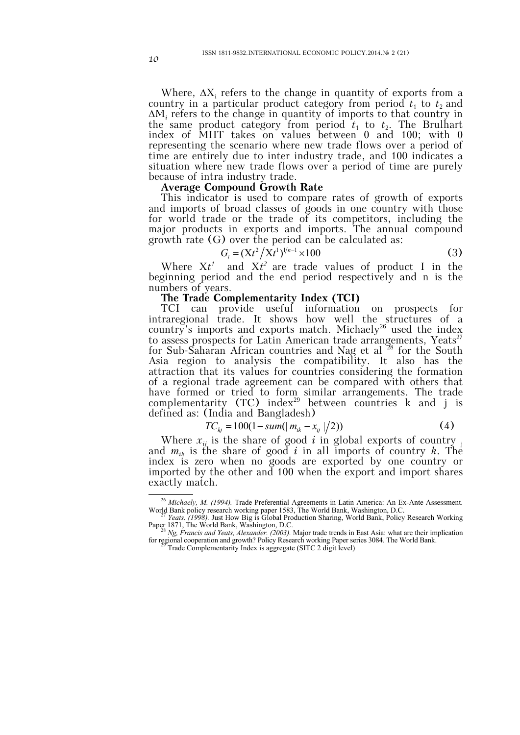Where, $\Delta X_i$ refers to the change in quantity of exports from a country in a particular product category from period $t_1$ to $t_2$ and $\Delta M_i$ refers to the change in quantity of imports to that country in the same product category from period $t_1$ to $t_2$. The Brulhart index of MIIT takes on values between 0 and 100; with 0 representing the scenario where new trade flows over a period of time are entirely due to inter industry trade, and 100 indicates a situation where new trade flows over a period of time are purely because of intra industry trade.

**Average Compound Growth Rate**

This indicator is used to compare rates of growth of exports and imports of broad classes of goods in one country with those for world trade or the trade of its competitors, including the major products in exports and imports. The annual compound growth rate (G) over the period can be calculated as:

$$G_i = (Xt^2 / Xt^1)^{1/n-1} \times 100 \tag{3}$$

Where $Xt^1$ and $Xt^2$ are trade values of product I in the beginning period and the end period respectively and n is the numbers of years.

**The Trade Complementarity Index (TCI)**

TCI can provide useful information on prospects for intraregional trade. It shows how well the structures of a country's imports and exports match. Michaely[26] used the index to assess prospects for Latin American trade arrangements, Yeats[27] for Sub-Saharan African countries and Nag et al [28] for the South Asia region to analysis the compatibility. It also has the attraction that its values for countries considering the formation of a regional trade agreement can be compared with others that have formed or tried to form similar arrangements. The trade complementarity (TC) index[29] between countries k and j is defined as: (India and Bangladesh)

$$TC_{kj} = 100(1 - sum(|m_{ik} - x_{ij}|/2)) \tag{4}$$

Where $x_{ij}$ is the share of good $i$ in global exports of country $_j$ and $m_{ik}$ is the share of good $i$ in all imports of country $k$. The index is zero when no goods are exported by one country or imported by the other and 100 when the export and import shares exactly match.

---

[26] *Michaely, M. (1994).* Trade Preferential Agreements in Latin America: An Ex-Ante Assessment. World Bank policy research working paper 1583, The World Bank, Washington, D.C.

[27] *Yeats. (1998).* Just How Big is Global Production Sharing, World Bank, Policy Research Working Paper 1871, The World Bank, Washington, D.C.

[28] *Ng, Francis and Yeats, Alexander. (2003).* Major trade trends in East Asia: what are their implication for regional cooperation and growth? Policy Research working Paper series 3084. The World Bank.

[29] Trade Complementarity Index is aggregate (SITC 2 digit level)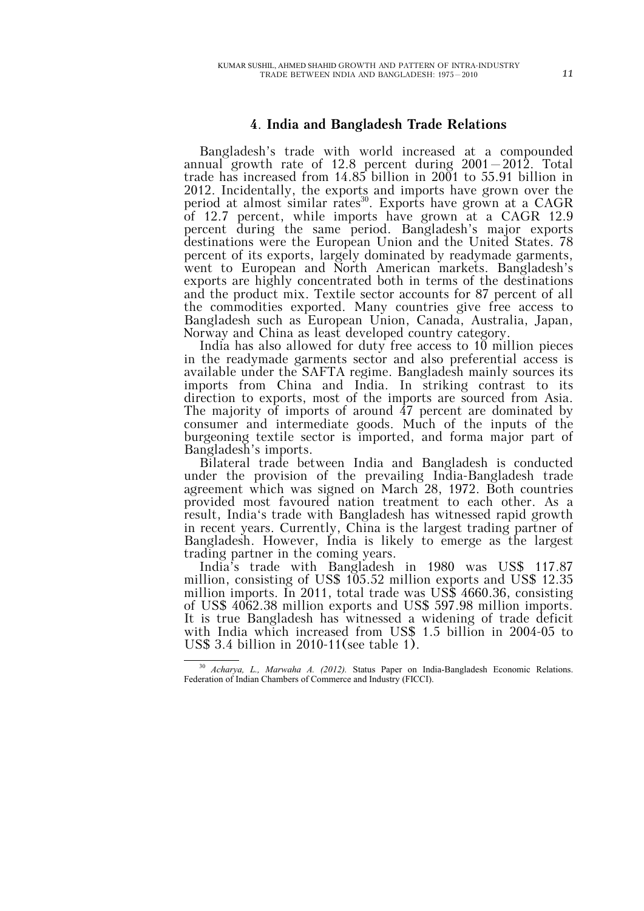## 4. India and Bangladesh Trade Relations

Bangladesh's trade with world increased at a compounded annual growth rate of 12.8 percent during 2001 – 2012. Total trade has increased from 14.85 billion in 2001 to 55.91 billion in 2012. Incidentally, the exports and imports have grown over the period at almost similar rates[30]. Exports have grown at a CAGR of 12.7 percent, while imports have grown at a CAGR 12.9 percent during the same period. Bangladesh's major exports destinations were the European Union and the United States. 78 percent of its exports, largely dominated by readymade garments, went to European and North American markets. Bangladesh's exports are highly concentrated both in terms of the destinations and the product mix. Textile sector accounts for 87 percent of all the commodities exported. Many countries give free access to Bangladesh such as European Union, Canada, Australia, Japan, Norway and China as least developed country category.

India has also allowed for duty free access to 10 million pieces in the readymade garments sector and also preferential access is available under the SAFTA regime. Bangladesh mainly sources its imports from China and India. In striking contrast to its direction to exports, most of the imports are sourced from Asia. The majority of imports of around 47 percent are dominated by consumer and intermediate goods. Much of the inputs of the burgeoning textile sector is imported, and forma major part of Bangladesh's imports.

Bilateral trade between India and Bangladesh is conducted under the provision of the prevailing India-Bangladesh trade agreement which was signed on March 28, 1972. Both countries provided most favoured nation treatment to each other. As a result, India's trade with Bangladesh has witnessed rapid growth in recent years. Currently, China is the largest trading partner of Bangladesh. However, India is likely to emerge as the largest trading partner in the coming years.

India's trade with Bangladesh in 1980 was US$ 117.87 million, consisting of US$ 105.52 million exports and US$ 12.35 million imports. In 2011, total trade was US$ 4660.36, consisting of US$ 4062.38 million exports and US$ 597.98 million imports. It is true Bangladesh has witnessed a widening of trade deficit with India which increased from US$ 1.5 billion in 2004-05 to US$ 3.4 billion in 2010-11(see table 1).

---

[30] *Acharya, L., Marwaha A. (2012).* Status Paper on India-Bangladesh Economic Relations. Federation of Indian Chambers of Commerce and Industry (FICCI).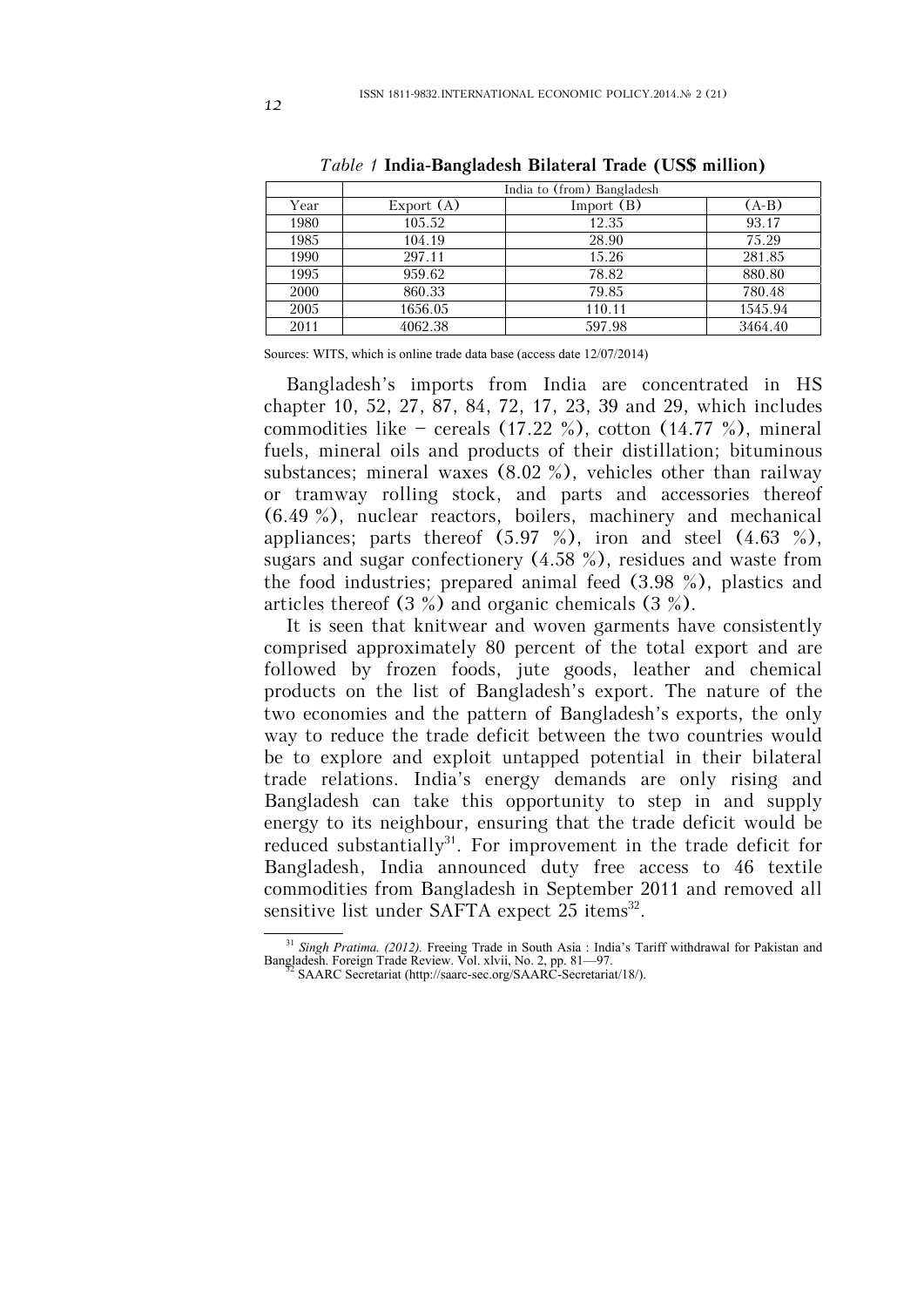*Table 1* **India-Bangladesh Bilateral Trade (US$ million)**

| | India to (from) Bangladesh | | |
|---|---|---|---|
| Year | Export (A) | Import (B) | (A-B) |
| 1980 | 105.52 | 12.35 | 93.17 |
| 1985 | 104.19 | 28.90 | 75.29 |
| 1990 | 297.11 | 15.26 | 281.85 |
| 1995 | 959.62 | 78.82 | 880.80 |
| 2000 | 860.33 | 79.85 | 780.48 |
| 2005 | 1656.05 | 110.11 | 1545.94 |
| 2011 | 4062.38 | 597.98 | 3464.40 |

Sources: WITS, which is online trade data base (access date 12/07/2014)

Bangladesh's imports from India are concentrated in HS chapter 10, 52, 27, 87, 84, 72, 17, 23, 39 and 29, which includes commodities like – cereals (17.22 %), cotton (14.77 %), mineral fuels, mineral oils and products of their distillation; bituminous substances; mineral waxes (8.02 %), vehicles other than railway or tramway rolling stock, and parts and accessories thereof (6.49 %), nuclear reactors, boilers, machinery and mechanical appliances; parts thereof (5.97 %), iron and steel (4.63 %), sugars and sugar confectionery (4.58 %), residues and waste from the food industries; prepared animal feed (3.98 %), plastics and articles thereof (3 %) and organic chemicals (3 %).

It is seen that knitwear and woven garments have consistently comprised approximately 80 percent of the total export and are followed by frozen foods, jute goods, leather and chemical products on the list of Bangladesh's export. The nature of the two economies and the pattern of Bangladesh's exports, the only way to reduce the trade deficit between the two countries would be to explore and exploit untapped potential in their bilateral trade relations. India's energy demands are only rising and Bangladesh can take this opportunity to step in and supply energy to its neighbour, ensuring that the trade deficit would be reduced substantially[31]. For improvement in the trade deficit for Bangladesh, India announced duty free access to 46 textile commodities from Bangladesh in September 2011 and removed all sensitive list under SAFTA expect 25 items[32].

---

[31] *Singh Pratima. (2012).* Freeing Trade in South Asia : India's Tariff withdrawal for Pakistan and Bangladesh. Foreign Trade Review. Vol. xlvii, No. 2, pp. 81—97.

[32] SAARC Secretariat (http://saarc-sec.org/SAARC-Secretariat/18/).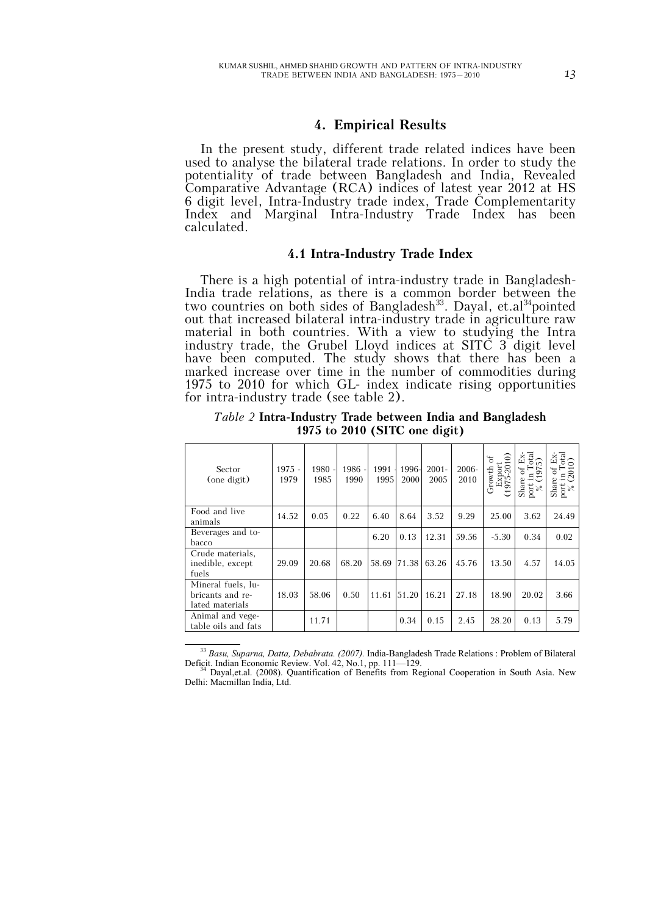## 4. Empirical Results

In the present study, different trade related indices have been used to analyse the bilateral trade relations. In order to study the potentiality of trade between Bangladesh and India, Revealed Comparative Advantage (RCA) indices of latest year 2012 at HS 6 digit level, Intra-Industry trade index, Trade Complementarity Index and Marginal Intra-Industry Trade Index has been calculated.

### 4.1 Intra-Industry Trade Index

There is a high potential of intra-industry trade in Bangladesh-India trade relations, as there is a common border between the two countries on both sides of Bangladesh[33]. Dayal, et.al[34] pointed out that increased bilateral intra-industry trade in agriculture raw material in both countries. With a view to studying the Intra industry trade, the Grubel Lloyd indices at SITC 3 digit level have been computed. The study shows that there has been a marked increase over time in the number of commodities during 1975 to 2010 for which GL- index indicate rising opportunities for intra-industry trade (see table 2).

*Table 2* **Intra-Industry Trade between India and Bangladesh 1975 to 2010 (SITC one digit)**

| Sector (one digit) | 1975 - 1979 | 1980 - 1985 | 1986 - 1990 | 1991 - 1995 | 1996- 2000 | 2001- 2005 | 2006- 2010 | Growth of Export (1975-2010) | Share of Export in Total % (1975) | Share of Export in Total % (2010) |
|---|---|---|---|---|---|---|---|---|---|---|
| Food and live animals | 14.52 | 0.05 | 0.22 | 6.40 | 8.64 | 3.52 | 9.29 | 25.00 | 3.62 | 24.49 |
| Beverages and tobacco | | | | 6.20 | 0.13 | 12.31 | 59.56 | -5.30 | 0.34 | 0.02 |
| Crude materials, inedible, except fuels | 29.09 | 20.68 | 68.20 | 58.69 | 71.38 | 63.26 | 45.76 | 13.50 | 4.57 | 14.05 |
| Mineral fuels, lubricants and related materials | 18.03 | 58.06 | 0.50 | 11.61 | 51.20 | 16.21 | 27.18 | 18.90 | 20.02 | 3.66 |
| Animal and vegetable oils and fats | | 11.71 | | | 0.34 | 0.15 | 2.45 | 28.20 | 0.13 | 5.79 |

[33] *Basu, Suparna, Datta, Debabrata. (2007).* India-Bangladesh Trade Relations : Problem of Bilateral Deficit. Indian Economic Review. Vol. 42, No.1, pp. 111—129.

[34] Dayal,et.al. (2008). Quantification of Benefits from Regional Cooperation in South Asia. New Delhi: Macmillan India, Ltd.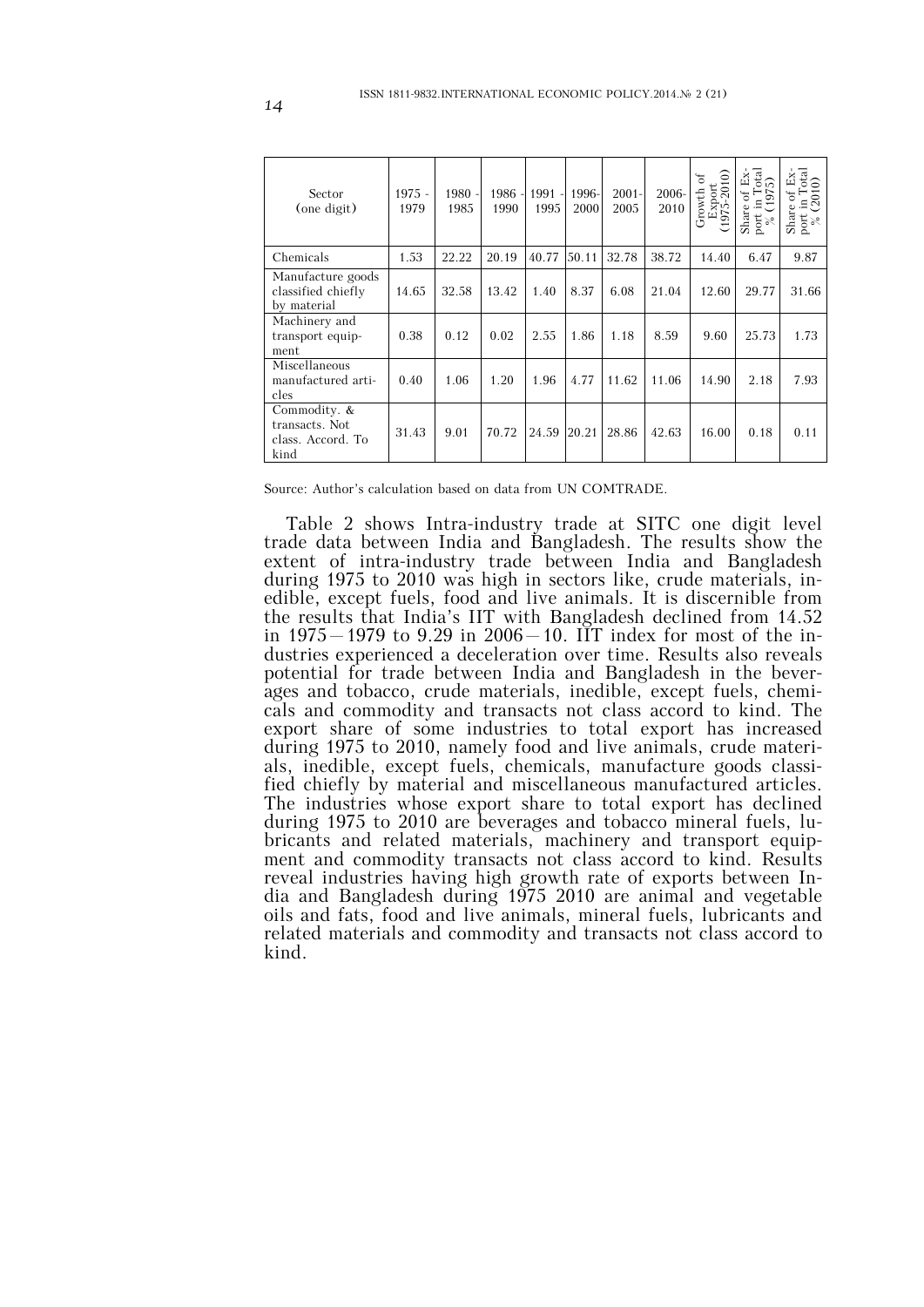| Sector (one digit) | 1975 - 1979 | 1980 - 1985 | 1986 - 1990 | 1991 - 1995 | 1996- 2000 | 2001- 2005 | 2006- 2010 | Growth of Export (1975-2010) | Share of Export in Total % (1975) | Share of Export in Total % (2010) |
|---|---|---|---|---|---|---|---|---|---|---|
| Chemicals | 1.53 | 22.22 | 20.19 | 40.77 | 50.11 | 32.78 | 38.72 | 14.40 | 6.47 | 9.87 |
| Manufacture goods classified chiefly by material | 14.65 | 32.58 | 13.42 | 1.40 | 8.37 | 6.08 | 21.04 | 12.60 | 29.77 | 31.66 |
| Machinery and transport equipment | 0.38 | 0.12 | 0.02 | 2.55 | 1.86 | 1.18 | 8.59 | 9.60 | 25.73 | 1.73 |
| Miscellaneous manufactured articles | 0.40 | 1.06 | 1.20 | 1.96 | 4.77 | 11.62 | 11.06 | 14.90 | 2.18 | 7.93 |
| Commodity. & transacts. Not class. Accord. To kind | 31.43 | 9.01 | 70.72 | 24.59 | 20.21 | 28.86 | 42.63 | 16.00 | 0.18 | 0.11 |

Source: Author's calculation based on data from UN COMTRADE.

Table 2 shows Intra-industry trade at SITC one digit level trade data between India and Bangladesh. The results show the extent of intra-industry trade between India and Bangladesh during 1975 to 2010 was high in sectors like, crude materials, inedible, except fuels, food and live animals. It is discernible from the results that India's IIT with Bangladesh declined from 14.52 in 1975—1979 to 9.29 in 2006—10. IIT index for most of the industries experienced a deceleration over time. Results also reveals potential for trade between India and Bangladesh in the beverages and tobacco, crude materials, inedible, except fuels, chemicals and commodity and transacts not class accord to kind. The export share of some industries to total export has increased during 1975 to 2010, namely food and live animals, crude materials, inedible, except fuels, chemicals, manufacture goods classified chiefly by material and miscellaneous manufactured articles. The industries whose export share to total export has declined during 1975 to 2010 are beverages and tobacco mineral fuels, lubricants and related materials, machinery and transport equipment and commodity transacts not class accord to kind. Results reveal industries having high growth rate of exports between India and Bangladesh during 1975 2010 are animal and vegetable oils and fats, food and live animals, mineral fuels, lubricants and related materials and commodity and transacts not class accord to kind.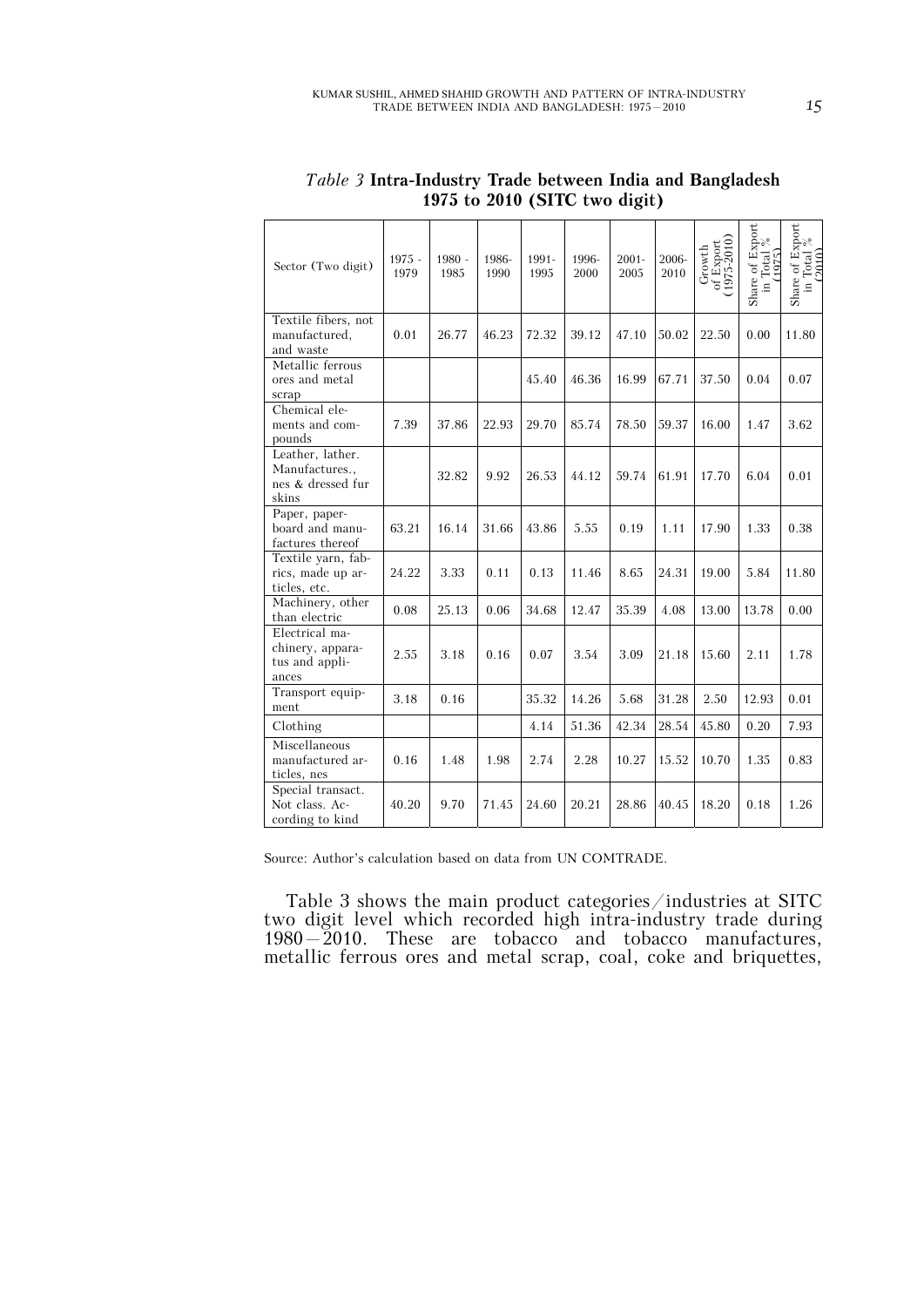*Table 3* **Intra-Industry Trade between India and Bangladesh 1975 to 2010 (SITC two digit)**

| Sector (Two digit) | 1975 - 1979 | 1980 - 1985 | 1986-1990 | 1991-1995 | 1996-2000 | 2001-2005 | 2006-2010 | Growth of Export (1975-2010) | Share of Export in Total % (1975) | Share of Export in Total % (2010) |
|---|---|---|---|---|---|---|---|---|---|---|
| Textile fibers, not manufactured, and waste | 0.01 | 26.77 | 46.23 | 72.32 | 39.12 | 47.10 | 50.02 | 22.50 | 0.00 | 11.80 |
| Metallic ferrous ores and metal scrap | | | | 45.40 | 46.36 | 16.99 | 67.71 | 37.50 | 0.04 | 0.07 |
| Chemical elements and compounds | 7.39 | 37.86 | 22.93 | 29.70 | 85.74 | 78.50 | 59.37 | 16.00 | 1.47 | 3.62 |
| Leather, lather. Manufactures., nes & dressed fur skins | | 32.82 | 9.92 | 26.53 | 44.12 | 59.74 | 61.91 | 17.70 | 6.04 | 0.01 |
| Paper, paperboard and manufactures thereof | 63.21 | 16.14 | 31.66 | 43.86 | 5.55 | 0.19 | 1.11 | 17.90 | 1.33 | 0.38 |
| Textile yarn, fabrics, made up articles, etc. | 24.22 | 3.33 | 0.11 | 0.13 | 11.46 | 8.65 | 24.31 | 19.00 | 5.84 | 11.80 |
| Machinery, other than electric | 0.08 | 25.13 | 0.06 | 34.68 | 12.47 | 35.39 | 4.08 | 13.00 | 13.78 | 0.00 |
| Electrical machinery, apparatus and appliances | 2.55 | 3.18 | 0.16 | 0.07 | 3.54 | 3.09 | 21.18 | 15.60 | 2.11 | 1.78 |
| Transport equipment | 3.18 | 0.16 | | 35.32 | 14.26 | 5.68 | 31.28 | 2.50 | 12.93 | 0.01 |
| Clothing | | | | 4.14 | 51.36 | 42.34 | 28.54 | 45.80 | 0.20 | 7.93 |
| Miscellaneous manufactured articles, nes | 0.16 | 1.48 | 1.98 | 2.74 | 2.28 | 10.27 | 15.52 | 10.70 | 1.35 | 0.83 |
| Special transact. Not class. According to kind | 40.20 | 9.70 | 71.45 | 24.60 | 20.21 | 28.86 | 40.45 | 18.20 | 0.18 | 1.26 |

Source: Author's calculation based on data from UN COMTRADE.

Table 3 shows the main product categories/industries at SITC two digit level which recorded high intra-industry trade during 1980–2010. These are tobacco and tobacco manufactures, metallic ferrous ores and metal scrap, coal, coke and briquettes,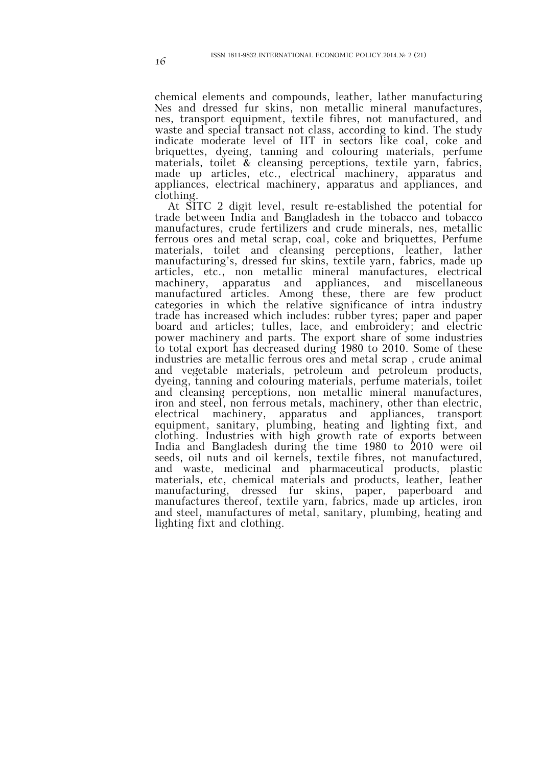chemical elements and compounds, leather, lather manufacturing Nes and dressed fur skins, non metallic mineral manufactures, nes, transport equipment, textile fibres, not manufactured, and waste and special transact not class, according to kind. The study indicate moderate level of IIT in sectors like coal, coke and briquettes, dyeing, tanning and colouring materials, perfume materials, toilet & cleansing perceptions, textile yarn, fabrics, made up articles, etc., electrical machinery, apparatus and appliances, electrical machinery, apparatus and appliances, and clothing.

At SITC 2 digit level, result re-established the potential for trade between India and Bangladesh in the tobacco and tobacco manufactures, crude fertilizers and crude minerals, nes, metallic ferrous ores and metal scrap, coal, coke and briquettes, Perfume materials, toilet and cleansing perceptions, leather, lather manufacturing's, dressed fur skins, textile yarn, fabrics, made up articles, etc., non metallic mineral manufactures, electrical machinery, apparatus and appliances, and miscellaneous manufactured articles. Among these, there are few product categories in which the relative significance of intra industry trade has increased which includes: rubber tyres; paper and paper board and articles; tulles, lace, and embroidery; and electric power machinery and parts. The export share of some industries to total export has decreased during 1980 to 2010. Some of these industries are metallic ferrous ores and metal scrap , crude animal and vegetable materials, petroleum and petroleum products, dyeing, tanning and colouring materials, perfume materials, toilet and cleansing perceptions, non metallic mineral manufactures, iron and steel, non ferrous metals, machinery, other than electric, electrical machinery, apparatus and appliances, transport equipment, sanitary, plumbing, heating and lighting fixt, and clothing. Industries with high growth rate of exports between India and Bangladesh during the time 1980 to 2010 were oil seeds, oil nuts and oil kernels, textile fibres, not manufactured, and waste, medicinal and pharmaceutical products, plastic materials, etc, chemical materials and products, leather, leather manufacturing, dressed fur skins, paper, paperboard and manufactures thereof, textile yarn, fabrics, made up articles, iron and steel, manufactures of metal, sanitary, plumbing, heating and lighting fixt and clothing.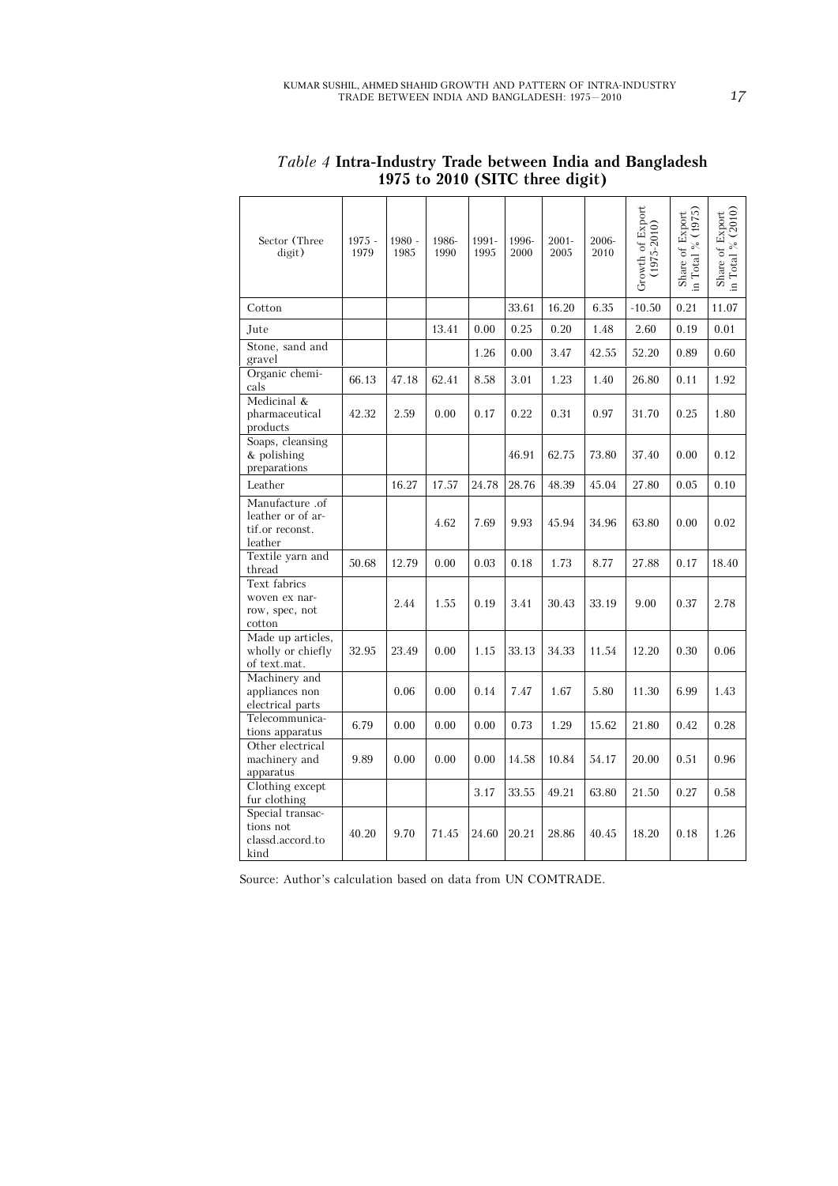*Table 4* **Intra-Industry Trade between India and Bangladesh 1975 to 2010 (SITC three digit)**

| Sector (Three digit) | 1975 - 1979 | 1980 - 1985 | 1986-1990 | 1991-1995 | 1996-2000 | 2001-2005 | 2006-2010 | Growth of Export (1975-2010) | Share of Export in Total % (1975) | Share of Export in Total % (2010) |
|---|---|---|---|---|---|---|---|---|---|---|
| Cotton | | | | | 33.61 | 16.20 | 6.35 | -10.50 | 0.21 | 11.07 |
| Jute | | | 13.41 | 0.00 | 0.25 | 0.20 | 1.48 | 2.60 | 0.19 | 0.01 |
| Stone, sand and gravel | | | | 1.26 | 0.00 | 3.47 | 42.55 | 52.20 | 0.89 | 0.60 |
| Organic chemicals | 66.13 | 47.18 | 62.41 | 8.58 | 3.01 | 1.23 | 1.40 | 26.80 | 0.11 | 1.92 |
| Medicinal & pharmaceutical products | 42.32 | 2.59 | 0.00 | 0.17 | 0.22 | 0.31 | 0.97 | 31.70 | 0.25 | 1.80 |
| Soaps, cleansing & polishing preparations | | | | | 46.91 | 62.75 | 73.80 | 37.40 | 0.00 | 0.12 |
| Leather | | 16.27 | 17.57 | 24.78 | 28.76 | 48.39 | 45.04 | 27.80 | 0.05 | 0.10 |
| Manufacture .of leather or of artif.or reconst. leather | | | 4.62 | 7.69 | 9.93 | 45.94 | 34.96 | 63.80 | 0.00 | 0.02 |
| Textile yarn and thread | 50.68 | 12.79 | 0.00 | 0.03 | 0.18 | 1.73 | 8.77 | 27.88 | 0.17 | 18.40 |
| Text fabrics woven ex narrow, spec, not cotton | | 2.44 | 1.55 | 0.19 | 3.41 | 30.43 | 33.19 | 9.00 | 0.37 | 2.78 |
| Made up articles, wholly or chiefly of text.mat. | 32.95 | 23.49 | 0.00 | 1.15 | 33.13 | 34.33 | 11.54 | 12.20 | 0.30 | 0.06 |
| Machinery and appliances non electrical parts | | 0.06 | 0.00 | 0.14 | 7.47 | 1.67 | 5.80 | 11.30 | 6.99 | 1.43 |
| Telecommunications apparatus | 6.79 | 0.00 | 0.00 | 0.00 | 0.73 | 1.29 | 15.62 | 21.80 | 0.42 | 0.28 |
| Other electrical machinery and apparatus | 9.89 | 0.00 | 0.00 | 0.00 | 14.58 | 10.84 | 54.17 | 20.00 | 0.51 | 0.96 |
| Clothing except fur clothing | | | | 3.17 | 33.55 | 49.21 | 63.80 | 21.50 | 0.27 | 0.58 |
| Special transactions not classd.accord.to kind | 40.20 | 9.70 | 71.45 | 24.60 | 20.21 | 28.86 | 40.45 | 18.20 | 0.18 | 1.26 |

Source: Author's calculation based on data from UN COMTRADE.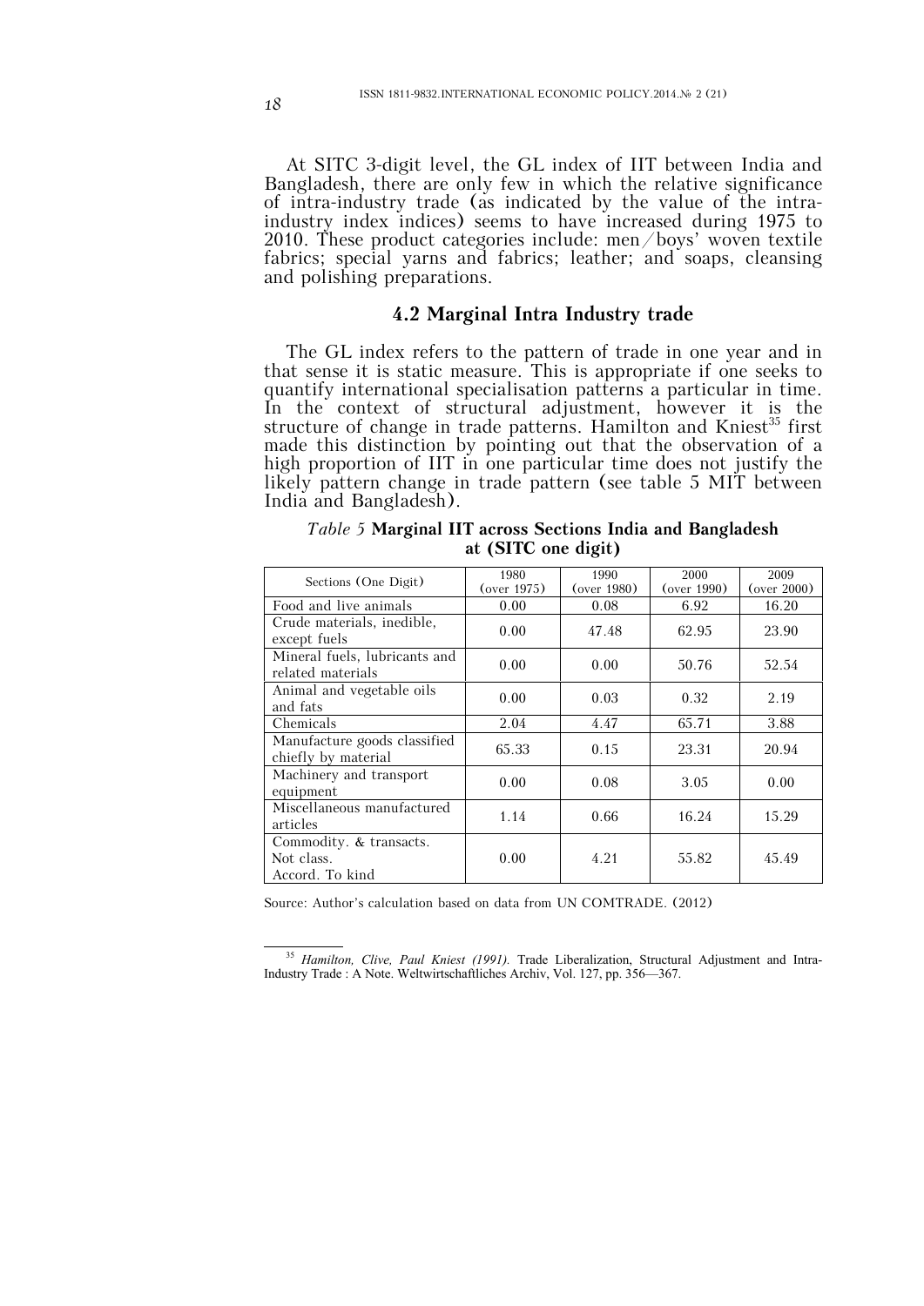At SITC 3-digit level, the GL index of IIT between India and Bangladesh, there are only few in which the relative significance of intra-industry trade (as indicated by the value of the intra-industry index indices) seems to have increased during 1975 to 2010. These product categories include: men/boys' woven textile fabrics; special yarns and fabrics; leather; and soaps, cleansing and polishing preparations.

### 4.2 Marginal Intra Industry trade

The GL index refers to the pattern of trade in one year and in that sense it is static measure. This is appropriate if one seeks to quantify international specialisation patterns a particular in time. In the context of structural adjustment, however it is the structure of change in trade patterns. Hamilton and Kniest[35] first made this distinction by pointing out that the observation of a high proportion of IIT in one particular time does not justify the likely pattern change in trade pattern (see table 5 MIT between India and Bangladesh).

*Table 5* **Marginal IIT across Sections India and Bangladesh at (SITC one digit)**

| Sections (One Digit) | 1980 (over 1975) | 1990 (over 1980) | 2000 (over 1990) | 2009 (over 2000) |
|---|---|---|---|---|
| Food and live animals | 0.00 | 0.08 | 6.92 | 16.20 |
| Crude materials, inedible, except fuels | 0.00 | 47.48 | 62.95 | 23.90 |
| Mineral fuels, lubricants and related materials | 0.00 | 0.00 | 50.76 | 52.54 |
| Animal and vegetable oils and fats | 0.00 | 0.03 | 0.32 | 2.19 |
| Chemicals | 2.04 | 4.47 | 65.71 | 3.88 |
| Manufacture goods classified chiefly by material | 65.33 | 0.15 | 23.31 | 20.94 |
| Machinery and transport equipment | 0.00 | 0.08 | 3.05 | 0.00 |
| Miscellaneous manufactured articles | 1.14 | 0.66 | 16.24 | 15.29 |
| Commodity. & transacts. Not class. Accord. To kind | 0.00 | 4.21 | 55.82 | 45.49 |

Source: Author's calculation based on data from UN COMTRADE. (2012)

---

[35] *Hamilton, Clive, Paul Kniest (1991).* Trade Liberalization, Structural Adjustment and Intra-Industry Trade : A Note. Weltwirtschaftliches Archiv, Vol. 127, pp. 356—367.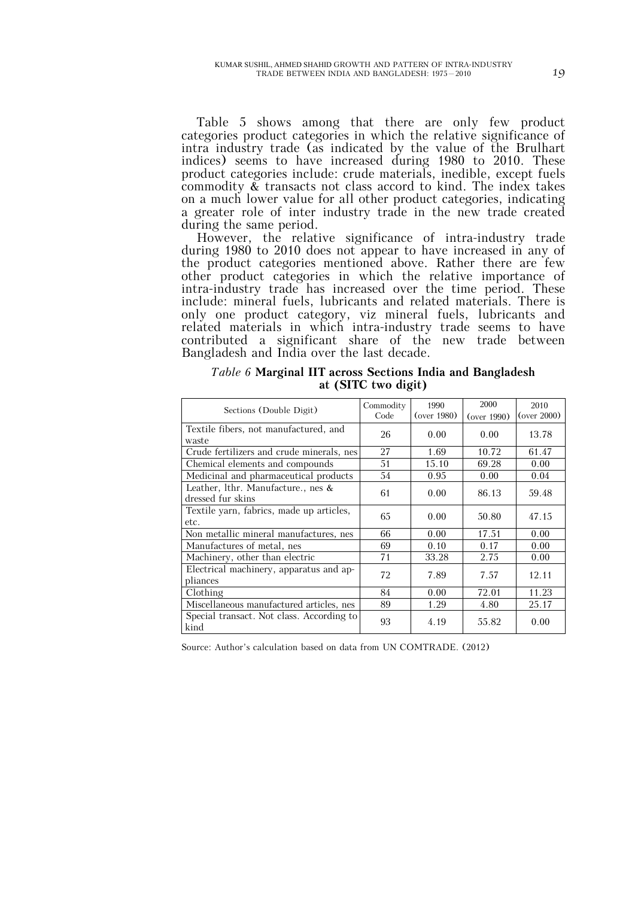Table 5 shows among that there are only few product categories product categories in which the relative significance of intra industry trade (as indicated by the value of the Brulhart indices) seems to have increased during 1980 to 2010. These product categories include: crude materials, inedible, except fuels commodity & transacts not class accord to kind. The index takes on a much lower value for all other product categories, indicating a greater role of inter industry trade in the new trade created during the same period.

However, the relative significance of intra-industry trade during 1980 to 2010 does not appear to have increased in any of the product categories mentioned above. Rather there are few other product categories in which the relative importance of intra-industry trade has increased over the time period. These include: mineral fuels, lubricants and related materials. There is only one product category, viz mineral fuels, lubricants and related materials in which intra-industry trade seems to have contributed a significant share of the new trade between Bangladesh and India over the last decade.

*Table 6* **Marginal IIT across Sections India and Bangladesh at (SITC two digit)**

| Sections (Double Digit) | Commodity Code | 1990 (over 1980) | 2000 (over 1990) | 2010 (over 2000) |
|---|---|---|---|---|
| Textile fibers, not manufactured, and waste | 26 | 0.00 | 0.00 | 13.78 |
| Crude fertilizers and crude minerals, nes | 27 | 1.69 | 10.72 | 61.47 |
| Chemical elements and compounds | 51 | 15.10 | 69.28 | 0.00 |
| Medicinal and pharmaceutical products | 54 | 0.95 | 0.00 | 0.04 |
| Leather, lthr. Manufacture., nes & dressed fur skins | 61 | 0.00 | 86.13 | 59.48 |
| Textile yarn, fabrics, made up articles, etc. | 65 | 0.00 | 50.80 | 47.15 |
| Non metallic mineral manufactures, nes | 66 | 0.00 | 17.51 | 0.00 |
| Manufactures of metal, nes | 69 | 0.10 | 0.17 | 0.00 |
| Machinery, other than electric | 71 | 33.28 | 2.75 | 0.00 |
| Electrical machinery, apparatus and appliances | 72 | 7.89 | 7.57 | 12.11 |
| Clothing | 84 | 0.00 | 72.01 | 11.23 |
| Miscellaneous manufactured articles, nes | 89 | 1.29 | 4.80 | 25.17 |
| Special transact. Not class. According to kind | 93 | 4.19 | 55.82 | 0.00 |

Source: Author's calculation based on data from UN COMTRADE. (2012)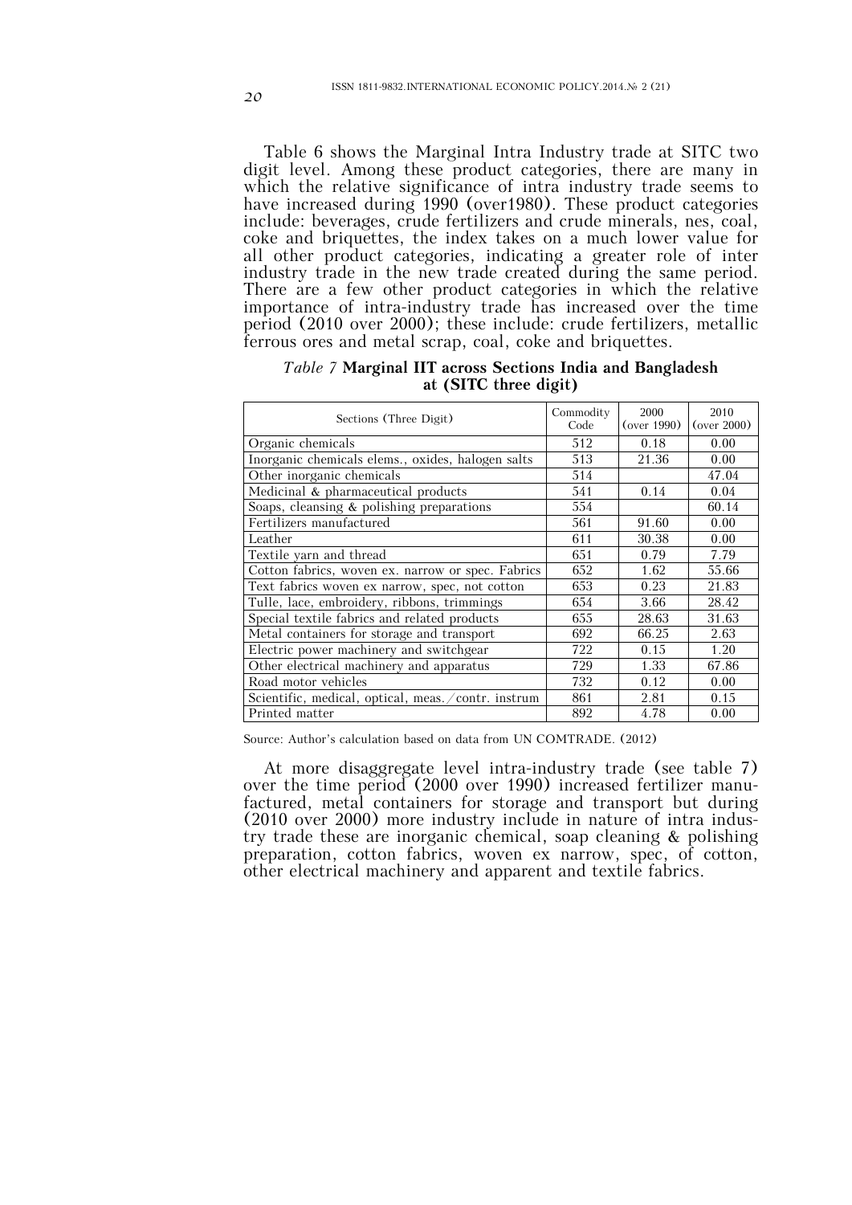Table 6 shows the Marginal Intra Industry trade at SITC two digit level. Among these product categories, there are many in which the relative significance of intra industry trade seems to have increased during 1990 (over1980). These product categories include: beverages, crude fertilizers and crude minerals, nes, coal, coke and briquettes, the index takes on a much lower value for all other product categories, indicating a greater role of inter industry trade in the new trade created during the same period. There are a few other product categories in which the relative importance of intra-industry trade has increased over the time period (2010 over 2000); these include: crude fertilizers, metallic ferrous ores and metal scrap, coal, coke and briquettes.

*Table 7* **Marginal IIT across Sections India and Bangladesh at (SITC three digit)**

| Sections (Three Digit) | Commodity Code | 2000 (over 1990) | 2010 (over 2000) |
|---|---|---|---|
| Organic chemicals | 512 | 0.18 | 0.00 |
| Inorganic chemicals elems., oxides, halogen salts | 513 | 21.36 | 0.00 |
| Other inorganic chemicals | 514 | | 47.04 |
| Medicinal & pharmaceutical products | 541 | 0.14 | 0.04 |
| Soaps, cleansing & polishing preparations | 554 | | 60.14 |
| Fertilizers manufactured | 561 | 91.60 | 0.00 |
| Leather | 611 | 30.38 | 0.00 |
| Textile yarn and thread | 651 | 0.79 | 7.79 |
| Cotton fabrics, woven ex. narrow or spec. Fabrics | 652 | 1.62 | 55.66 |
| Text fabrics woven ex narrow, spec, not cotton | 653 | 0.23 | 21.83 |
| Tulle, lace, embroidery, ribbons, trimmings | 654 | 3.66 | 28.42 |
| Special textile fabrics and related products | 655 | 28.63 | 31.63 |
| Metal containers for storage and transport | 692 | 66.25 | 2.63 |
| Electric power machinery and switchgear | 722 | 0.15 | 1.20 |
| Other electrical machinery and apparatus | 729 | 1.33 | 67.86 |
| Road motor vehicles | 732 | 0.12 | 0.00 |
| Scientific, medical, optical, meas./contr. instrum | 861 | 2.81 | 0.15 |
| Printed matter | 892 | 4.78 | 0.00 |

Source: Author's calculation based on data from UN COMTRADE. (2012)

At more disaggregate level intra-industry trade (see table 7) over the time period (2000 over 1990) increased fertilizer manufactured, metal containers for storage and transport but during (2010 over 2000) more industry include in nature of intra industry trade these are inorganic chemical, soap cleaning & polishing preparation, cotton fabrics, woven ex narrow, spec, of cotton, other electrical machinery and apparent and textile fabrics.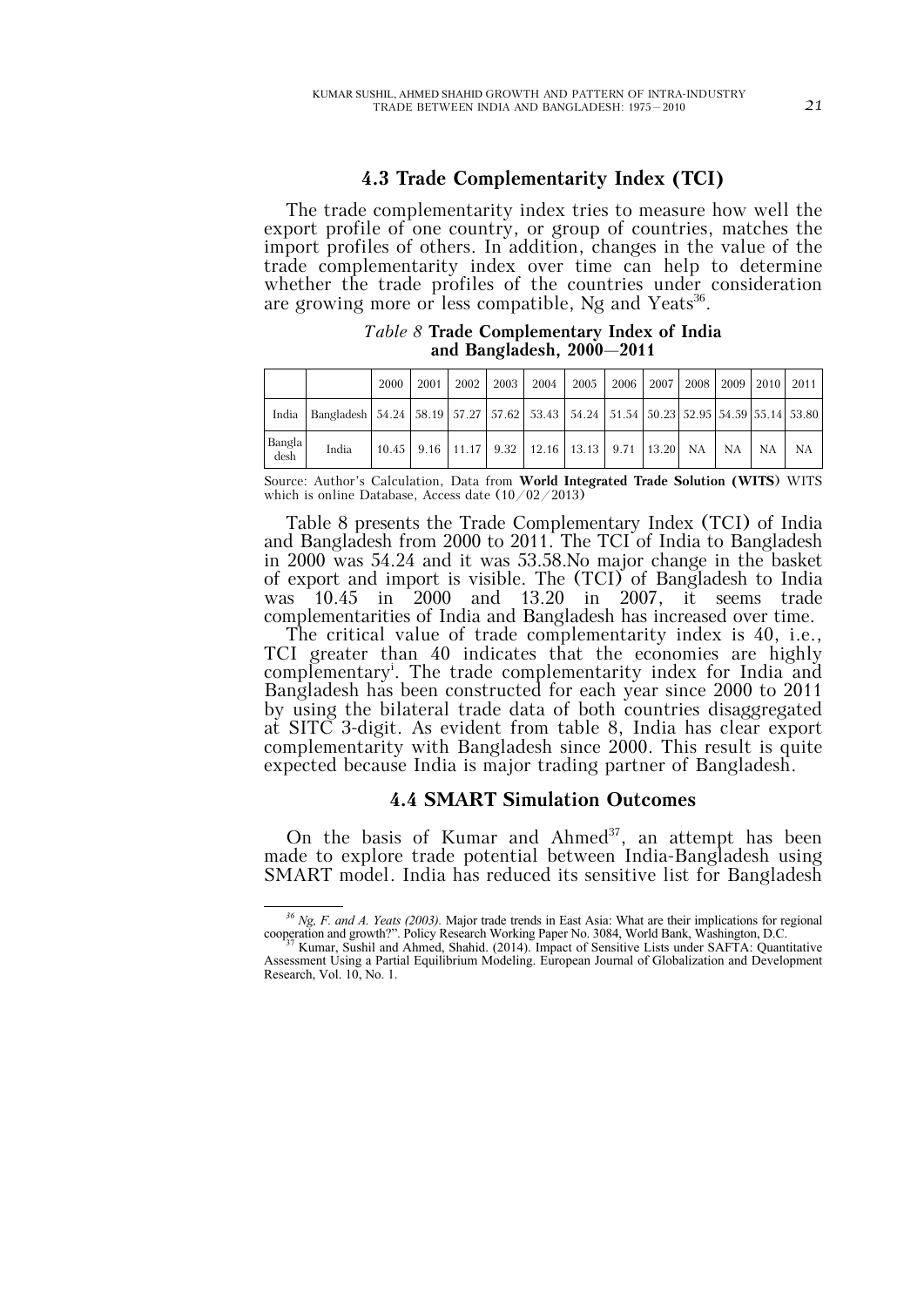### 4.3 Trade Complementarity Index (TCI)

The trade complementarity index tries to measure how well the export profile of one country, or group of countries, matches the import profiles of others. In addition, changes in the value of the trade complementarity index over time can help to determine whether the trade profiles of the countries under consideration are growing more or less compatible, Ng and Yeats[36].

*Table 8* **Trade Complementary Index of India and Bangladesh, 2000—2011**

| | | 2000 | 2001 | 2002 | 2003 | 2004 | 2005 | 2006 | 2007 | 2008 | 2009 | 2010 | 2011 |
|---|---|---|---|---|---|---|---|---|---|---|---|---|---|
| India | Bangladesh | 54.24 | 58.19 | 57.27 | 57.62 | 53.43 | 54.24 | 51.54 | 50.23 | 52.95 | 54.59 | 55.14 | 53.80 |
| Bangladesh | India | 10.45 | 9.16 | 11.17 | 9.32 | 12.16 | 13.13 | 9.71 | 13.20 | NA | NA | NA | NA |

Source: Author's Calculation, Data from **World Integrated Trade Solution (WITS)** WITS which is online Database, Access date (10/02/2013)

Table 8 presents the Trade Complementary Index (TCI) of India and Bangladesh from 2000 to 2011. The TCI of India to Bangladesh in 2000 was 54.24 and it was 53.58.No major change in the basket of export and import is visible. The (TCI) of Bangladesh to India was 10.45 in 2000 and 13.20 in 2007, it seems trade complementarities of India and Bangladesh has increased over time.

The critical value of trade complementarity index is 40, i.e., TCI greater than 40 indicates that the economies are highly complementary[i]. The trade complementarity index for India and Bangladesh has been constructed for each year since 2000 to 2011 by using the bilateral trade data of both countries disaggregated at SITC 3-digit. As evident from table 8, India has clear export complementarity with Bangladesh since 2000. This result is quite expected because India is major trading partner of Bangladesh.

### 4.4 SMART Simulation Outcomes

On the basis of Kumar and Ahmed[37], an attempt has been made to explore trade potential between India-Bangladesh using SMART model. India has reduced its sensitive list for Bangladesh

---

[36] *Ng, F. and A. Yeats (2003).* Major trade trends in East Asia: What are their implications for regional cooperation and growth?". Policy Research Working Paper No. 3084, World Bank, Washington, D.C.

[37] Kumar, Sushil and Ahmed, Shahid. (2014). Impact of Sensitive Lists under SAFTA: Quantitative Assessment Using a Partial Equilibrium Modeling. European Journal of Globalization and Development Research, Vol. 10, No. 1.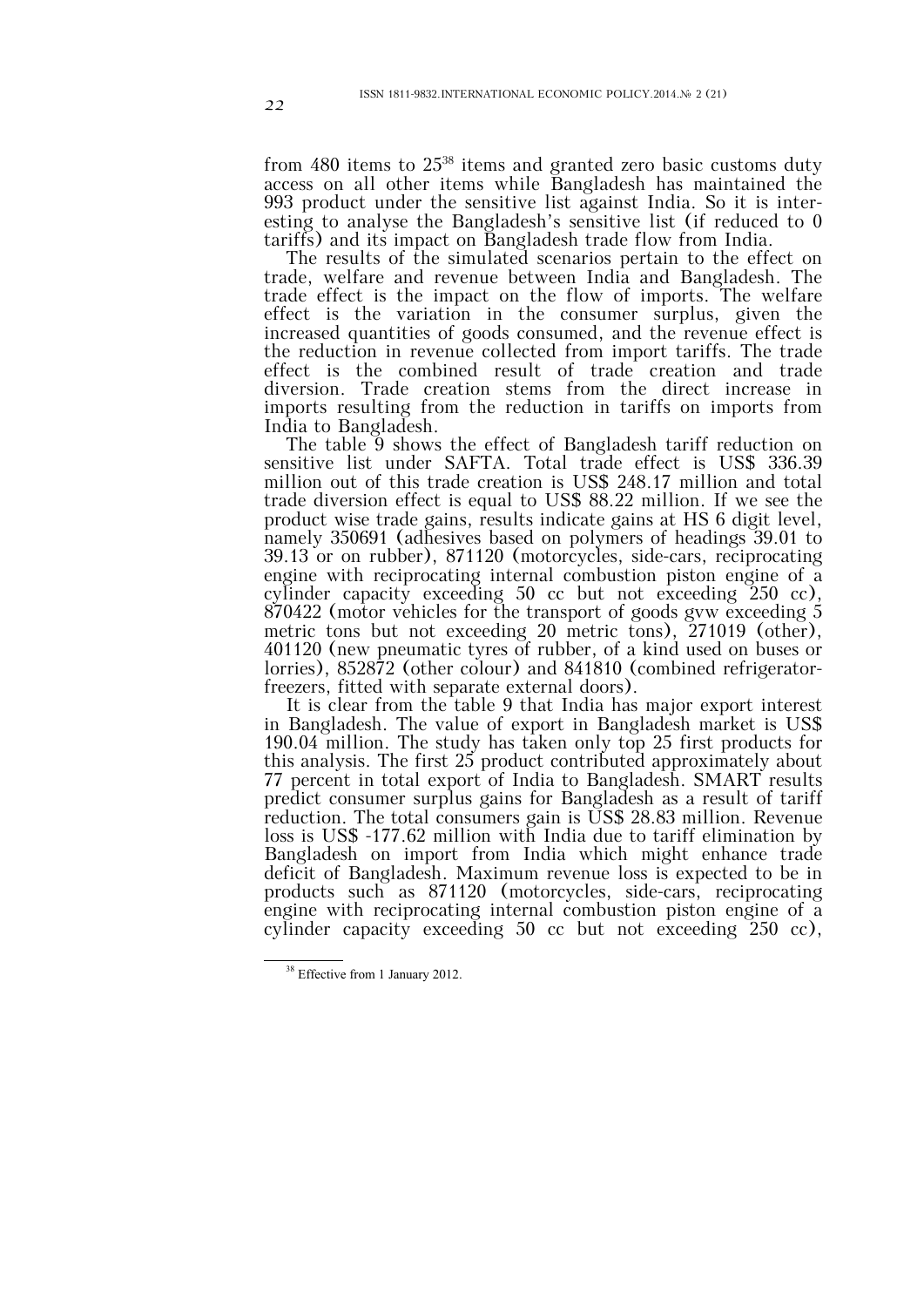from 480 items to 25[38] items and granted zero basic customs duty access on all other items while Bangladesh has maintained the 993 product under the sensitive list against India. So it is interesting to analyse the Bangladesh's sensitive list (if reduced to 0 tariffs) and its impact on Bangladesh trade flow from India.

The results of the simulated scenarios pertain to the effect on trade, welfare and revenue between India and Bangladesh. The trade effect is the impact on the flow of imports. The welfare effect is the variation in the consumer surplus, given the increased quantities of goods consumed, and the revenue effect is the reduction in revenue collected from import tariffs. The trade effect is the combined result of trade creation and trade diversion. Trade creation stems from the direct increase in imports resulting from the reduction in tariffs on imports from India to Bangladesh.

The table 9 shows the effect of Bangladesh tariff reduction on sensitive list under SAFTA. Total trade effect is US$ 336.39 million out of this trade creation is US$ 248.17 million and total trade diversion effect is equal to US$ 88.22 million. If we see the product wise trade gains, results indicate gains at HS 6 digit level, namely 350691 (adhesives based on polymers of headings 39.01 to 39.13 or on rubber), 871120 (motorcycles, side-cars, reciprocating engine with reciprocating internal combustion piston engine of a cylinder capacity exceeding 50 cc but not exceeding 250 cc), 870422 (motor vehicles for the transport of goods gvw exceeding 5 metric tons but not exceeding 20 metric tons), 271019 (other), 401120 (new pneumatic tyres of rubber, of a kind used on buses or lorries), 852872 (other colour) and 841810 (combined refrigerator-freezers, fitted with separate external doors).

It is clear from the table 9 that India has major export interest in Bangladesh. The value of export in Bangladesh market is US$ 190.04 million. The study has taken only top 25 first products for this analysis. The first 25 product contributed approximately about 77 percent in total export of India to Bangladesh. SMART results predict consumer surplus gains for Bangladesh as a result of tariff reduction. The total consumers gain is US$ 28.83 million. Revenue loss is US$ -177.62 million with India due to tariff elimination by Bangladesh on import from India which might enhance trade deficit of Bangladesh. Maximum revenue loss is expected to be in products such as 871120 (motorcycles, side-cars, reciprocating engine with reciprocating internal combustion piston engine of a cylinder capacity exceeding 50 cc but not exceeding 250 cc),

---

[38] Effective from 1 January 2012.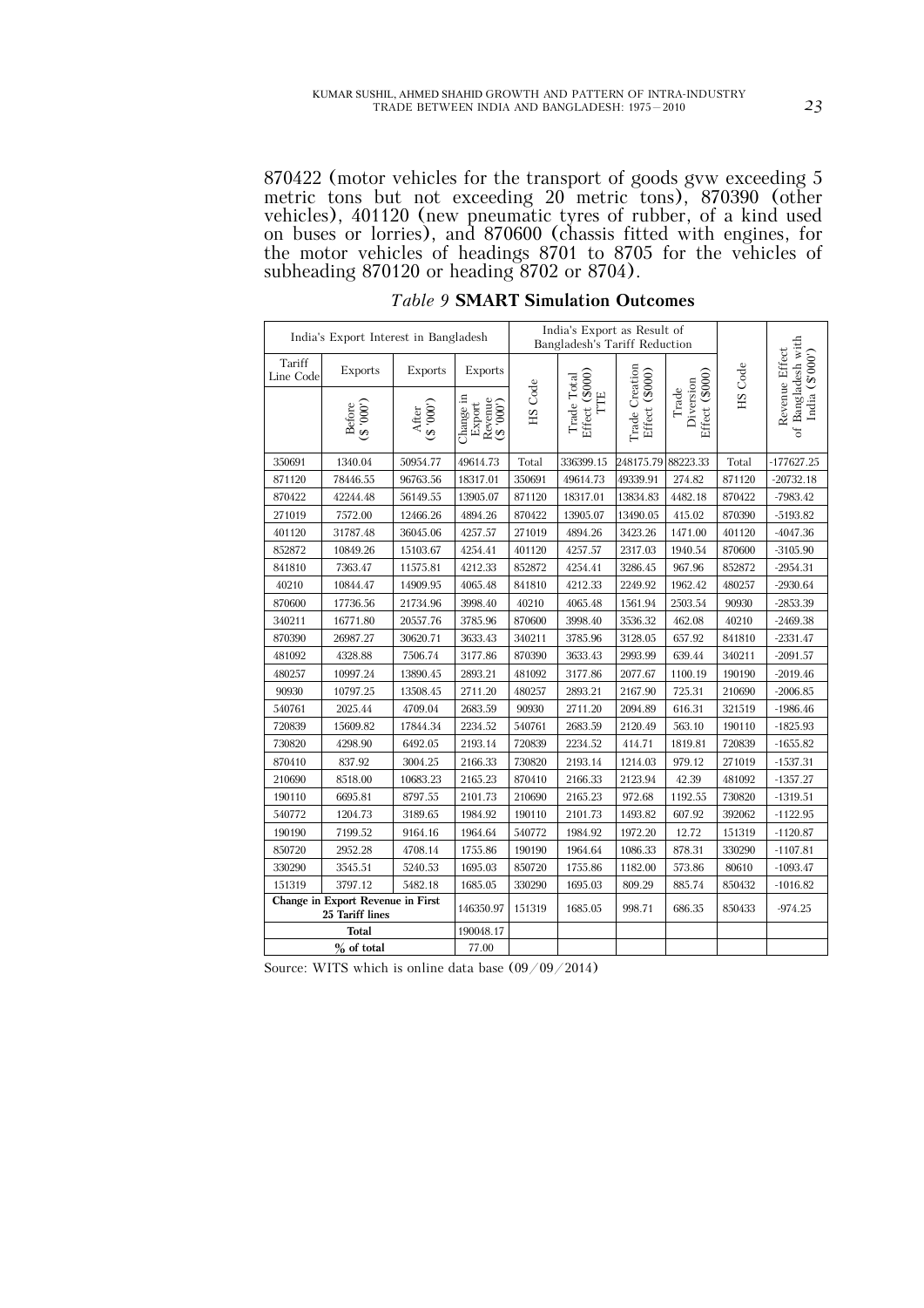870422 (motor vehicles for the transport of goods gvw exceeding 5 metric tons but not exceeding 20 metric tons), 870390 (other vehicles), 401120 (new pneumatic tyres of rubber, of a kind used on buses or lorries), and 870600 (chassis fitted with engines, for the motor vehicles of headings 8701 to 8705 for the vehicles of subheading 870120 or heading 8702 or 8704).

*Table 9* **SMART Simulation Outcomes**

| India's Export Interest in Bangladesh | | | | India's Export as Result of Bangladesh's Tariff Reduction | | | | | |
|---|---|---|---|---|---|---|---|---|---|
| Tariff Line Code | Exports | Exports | Exports | HS Code | Trade Total Effect ($000) TTE | Trade Creation Effect ($000) | Trade Diversion Effect ($000) | HS Code | Revenue Effect of Bangladesh with India ($'000') |
| | Before ($ '000') | After ($ '000') | Change in Export Revenue ($ '000') | | | | | | |
| 350691 | 1340.04 | 50954.77 | 49614.73 | Total | 336399.15 | 248175.79 | 88223.33 | Total | -177627.25 |
| 871120 | 78446.55 | 96763.56 | 18317.01 | 350691 | 49614.73 | 49339.91 | 274.82 | 871120 | -20732.18 |
| 870422 | 42244.48 | 56149.55 | 13905.07 | 871120 | 18317.01 | 13834.83 | 4482.18 | 870422 | -7983.42 |
| 271019 | 7572.00 | 12466.26 | 4894.26 | 870422 | 13905.07 | 13490.05 | 415.02 | 870390 | -5193.82 |
| 401120 | 31787.48 | 36045.06 | 4257.57 | 271019 | 4894.26 | 3423.26 | 1471.00 | 401120 | -4047.36 |
| 852872 | 10849.26 | 15103.67 | 4254.41 | 401120 | 4257.57 | 2317.03 | 1940.54 | 870600 | -3105.90 |
| 841810 | 7363.47 | 11575.81 | 4212.33 | 852872 | 4254.41 | 3286.45 | 967.96 | 852872 | -2954.31 |
| 40210 | 10844.47 | 14909.95 | 4065.48 | 841810 | 4212.33 | 2249.92 | 1962.42 | 480257 | -2930.64 |
| 870600 | 17736.56 | 21734.96 | 3998.40 | 40210 | 4065.48 | 1561.94 | 2503.54 | 90930 | -2853.39 |
| 340211 | 16771.80 | 20557.76 | 3785.96 | 870600 | 3998.40 | 3536.32 | 462.08 | 40210 | -2469.38 |
| 870390 | 26987.27 | 30620.71 | 3633.43 | 340211 | 3785.96 | 3128.05 | 657.92 | 841810 | -2331.47 |
| 481092 | 4328.88 | 7506.74 | 3177.86 | 870390 | 3633.43 | 2993.99 | 639.44 | 340211 | -2091.57 |
| 480257 | 10997.24 | 13890.45 | 2893.21 | 481092 | 3177.86 | 2077.67 | 1100.19 | 190190 | -2019.46 |
| 90930 | 10797.25 | 13508.45 | 2711.20 | 480257 | 2893.21 | 2167.90 | 725.31 | 210690 | -2006.85 |
| 540761 | 2025.44 | 4709.04 | 2683.59 | 90930 | 2711.20 | 2094.89 | 616.31 | 321519 | -1986.46 |
| 720839 | 15609.82 | 17844.34 | 2234.52 | 540761 | 2683.59 | 2120.49 | 563.10 | 190110 | -1825.93 |
| 730820 | 4298.90 | 6492.05 | 2193.14 | 720839 | 2234.52 | 414.71 | 1819.81 | 720839 | -1655.82 |
| 870410 | 837.92 | 3004.25 | 2166.33 | 730820 | 2193.14 | 1214.03 | 979.12 | 271019 | -1537.31 |
| 210690 | 8518.00 | 10683.23 | 2165.23 | 870410 | 2166.33 | 2123.94 | 42.39 | 481092 | -1357.27 |
| 190110 | 6695.81 | 8797.55 | 2101.73 | 210690 | 2165.23 | 972.68 | 1192.55 | 730820 | -1319.51 |
| 540772 | 1204.73 | 3189.65 | 1984.92 | 190110 | 2101.73 | 1493.82 | 607.92 | 392062 | -1122.95 |
| 190190 | 7199.52 | 9164.16 | 1964.64 | 540772 | 1984.92 | 1972.20 | 12.72 | 151319 | -1120.87 |
| 850720 | 2952.28 | 4708.14 | 1755.86 | 190190 | 1964.64 | 1086.33 | 878.31 | 330290 | -1107.81 |
| 330290 | 3545.51 | 5240.53 | 1695.03 | 850720 | 1755.86 | 1182.00 | 573.86 | 80610 | -1093.47 |
| 151319 | 3797.12 | 5482.18 | 1685.05 | 330290 | 1695.03 | 809.29 | 885.74 | 850432 | -1016.82 |
| **Change in Export Revenue in First 25 Tariff lines** | | | 146350.97 | 151319 | 1685.05 | 998.71 | 686.35 | 850433 | -974.25 |
| **Total** | | | 190048.17 | | | | | | |
| **% of total** | | | 77.00 | | | | | | |

Source: WITS which is online data base (09/09/2014)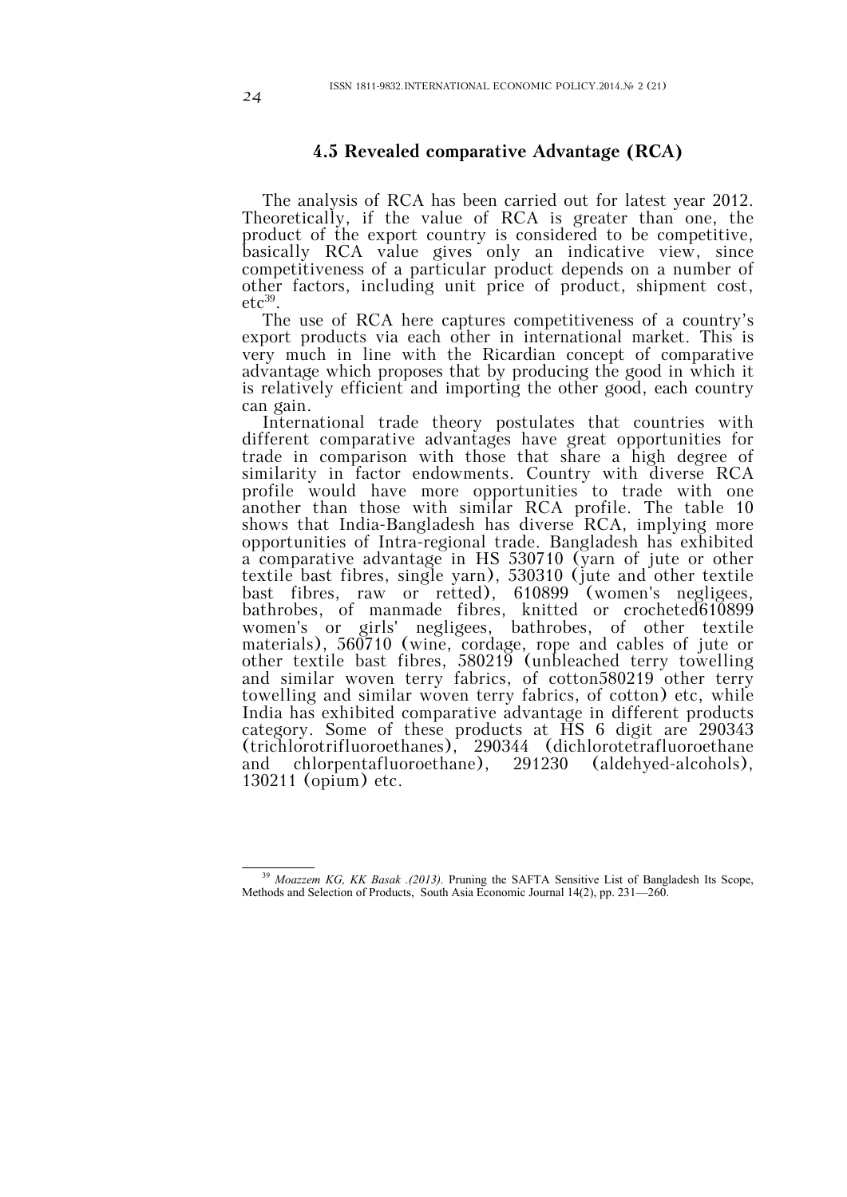### 4.5 Revealed comparative Advantage (RCA)

The analysis of RCA has been carried out for latest year 2012. Theoretically, if the value of RCA is greater than one, the product of the export country is considered to be competitive, basically RCA value gives only an indicative view, since competitiveness of a particular product depends on a number of other factors, including unit price of product, shipment cost, etc[39].

The use of RCA here captures competitiveness of a country's export products via each other in international market. This is very much in line with the Ricardian concept of comparative advantage which proposes that by producing the good in which it is relatively efficient and importing the other good, each country can gain.

International trade theory postulates that countries with different comparative advantages have great opportunities for trade in comparison with those that share a high degree of similarity in factor endowments. Country with diverse RCA profile would have more opportunities to trade with one another than those with similar RCA profile. The table 10 shows that India-Bangladesh has diverse RCA, implying more opportunities of Intra-regional trade. Bangladesh has exhibited a comparative advantage in HS 530710 (yarn of jute or other textile bast fibres, single yarn), 530310 (jute and other textile bast fibres, raw or retted), 610899 (women's negligees, bathrobes, of manmade fibres, knitted or crocheted610899 women's or girls' negligees, bathrobes, of other textile materials), 560710 (wine, cordage, rope and cables of jute or other textile bast fibres, 580219 (unbleached terry towelling and similar woven terry fabrics, of cotton580219 other terry towelling and similar woven terry fabrics, of cotton) etc, while India has exhibited comparative advantage in different products category. Some of these products at HS 6 digit are 290343 (trichlorotrifluoroethanes), 290344 (dichlorotetrafluoroethane and chlorpentafluoroethane), 291230 (aldehyed-alcohols), 130211 (opium) etc.

---

[39] *Moazzem KG, KK Basak .(2013).* Pruning the SAFTA Sensitive List of Bangladesh Its Scope, Methods and Selection of Products, South Asia Economic Journal 14(2), pp. 231—260.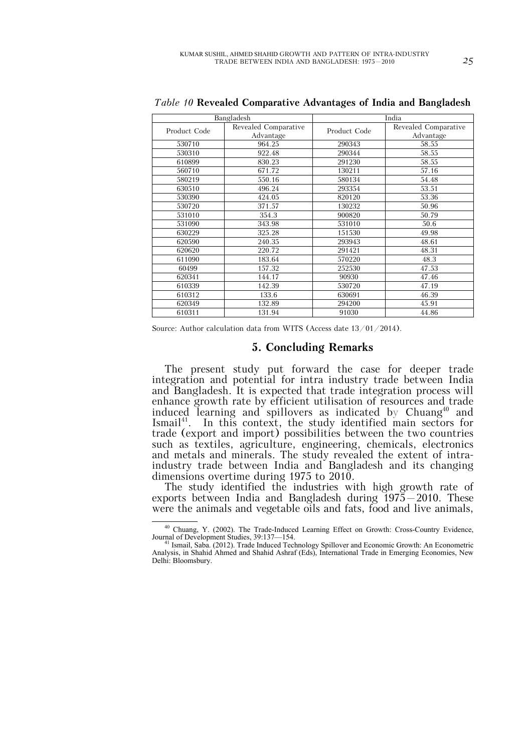*Table 10* **Revealed Comparative Advantages of India and Bangladesh**

| Bangladesh | | India | |
|---|---|---|---|
| Product Code | Revealed Comparative Advantage | Product Code | Revealed Comparative Advantage |
| 530710 | 964.25 | 290343 | 58.55 |
| 530310 | 922.48 | 290344 | 58.55 |
| 610899 | 830.23 | 291230 | 58.55 |
| 560710 | 671.72 | 130211 | 57.16 |
| 580219 | 550.16 | 580134 | 54.48 |
| 630510 | 496.24 | 293354 | 53.51 |
| 530390 | 424.05 | 820120 | 53.36 |
| 530720 | 371.57 | 130232 | 50.96 |
| 531010 | 354.3 | 900820 | 50.79 |
| 531090 | 343.98 | 531010 | 50.6 |
| 630229 | 325.28 | 151530 | 49.98 |
| 620590 | 240.35 | 293943 | 48.61 |
| 620620 | 220.72 | 291421 | 48.31 |
| 611090 | 183.64 | 570220 | 48.3 |
| 60499 | 157.32 | 252530 | 47.53 |
| 620341 | 144.17 | 90930 | 47.46 |
| 610339 | 142.39 | 530720 | 47.19 |
| 610312 | 133.6 | 630691 | 46.39 |
| 620349 | 132.89 | 294200 | 45.91 |
| 610311 | 131.94 | 91030 | 44.86 |

Source: Author calculation data from WITS (Access date 13/01/2014).

## 5. Concluding Remarks

The present study put forward the case for deeper trade integration and potential for intra industry trade between India and Bangladesh. It is expected that trade integration process will enhance growth rate by efficient utilisation of resources and trade induced learning and spillovers as indicated by Chuang[40] and Ismail[41]. In this context, the study identified main sectors for trade (export and import) possibilities between the two countries such as textiles, agriculture, engineering, chemicals, electronics and metals and minerals. The study revealed the extent of intra-industry trade between India and Bangladesh and its changing dimensions overtime during 1975 to 2010.

The study identified the industries with high growth rate of exports between India and Bangladesh during 1975—2010. These were the animals and vegetable oils and fats, food and live animals,

---

[40] Chuang, Y. (2002). The Trade-Induced Learning Effect on Growth: Cross-Country Evidence, Journal of Development Studies, 39:137—154.

[41] Ismail, Saba. (2012). Trade Induced Technology Spillover and Economic Growth: An Econometric Analysis, in Shahid Ahmed and Shahid Ashraf (Eds), International Trade in Emerging Economies, New Delhi: Bloomsbury.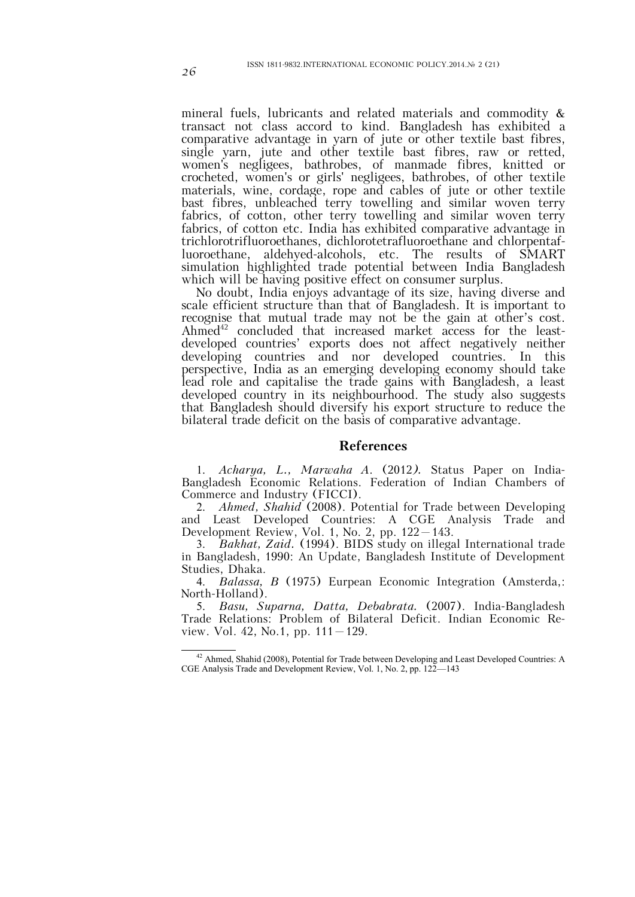mineral fuels, lubricants and related materials and commodity & transact not class accord to kind. Bangladesh has exhibited a comparative advantage in yarn of jute or other textile bast fibres, single yarn, jute and other textile bast fibres, raw or retted, women's negligees, bathrobes, of manmade fibres, knitted or crocheted, women's or girls' negligees, bathrobes, of other textile materials, wine, cordage, rope and cables of jute or other textile bast fibres, unbleached terry towelling and similar woven terry fabrics, of cotton, other terry towelling and similar woven terry fabrics, of cotton etc. India has exhibited comparative advantage in trichlorotrifluoroethanes, dichlorotetrafluoroethane and chlorpentafluoroethane, aldehyed-alcohols, etc. The results of SMART simulation highlighted trade potential between India Bangladesh which will be having positive effect on consumer surplus.

No doubt, India enjoys advantage of its size, having diverse and scale efficient structure than that of Bangladesh. It is important to recognise that mutual trade may not be the gain at other's cost. Ahmed[42] concluded that increased market access for the least-developed countries' exports does not affect negatively neither developing countries and nor developed countries. In this perspective, India as an emerging developing economy should take lead role and capitalise the trade gains with Bangladesh, a least developed country in its neighbourhood. The study also suggests that Bangladesh should diversify his export structure to reduce the bilateral trade deficit on the basis of comparative advantage.

## References

1. *Acharya, L., Marwaha A.* (2012*).* Status Paper on India-Bangladesh Economic Relations. Federation of Indian Chambers of Commerce and Industry (FICCI).
2. *Ahmed, Shahid* (2008). Potential for Trade between Developing and Least Developed Countries: A CGE Analysis Trade and Development Review, Vol. 1, No. 2, pp. 122—143.
3. *Bakhat, Zaid.* (1994). BIDS study on illegal International trade in Bangladesh, 1990: An Update, Bangladesh Institute of Development Studies, Dhaka.
4. *Balassa, B* (1975) Eurpean Economic Integration (Amsterda,: North-Holland).
5. *Basu, Suparna, Datta, Debabrata.* (2007). India-Bangladesh Trade Relations: Problem of Bilateral Deficit. Indian Economic Review. Vol. 42, No.1, pp. 111—129.

---

[42] Ahmed, Shahid (2008), Potential for Trade between Developing and Least Developed Countries: A CGE Analysis Trade and Development Review, Vol. 1, No. 2, pp. 122—143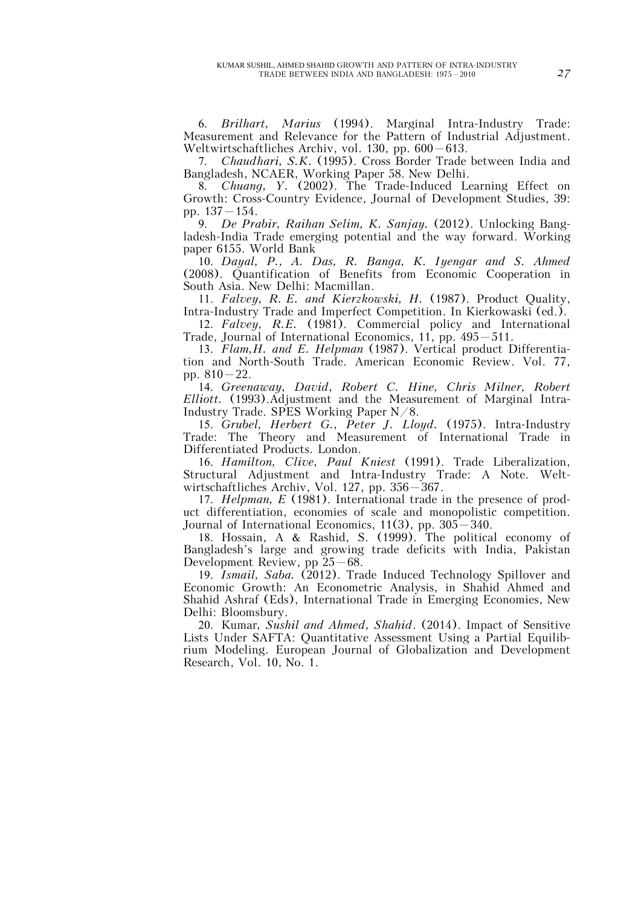6. *Brilhart, Marius* (1994). Marginal Intra-Industry Trade: Measurement and Relevance for the Pattern of Industrial Adjustment. Weltwirtschaftliches Archiv, vol. 130, pp. 600–613.

7. *Chaudhari, S.K.* (1995). Cross Border Trade between India and Bangladesh, NCAER, Working Paper 58. New Delhi.

8. *Chuang, Y.* (2002). The Trade-Induced Learning Effect on Growth: Cross-Country Evidence, Journal of Development Studies, 39: pp. 137–154.

9. *De Prabir, Raihan Selim, K. Sanjay.* (2012). Unlocking Bangladesh-India Trade emerging potential and the way forward. Working paper 6155. World Bank

10. *Dayal, P., A. Das, R. Banga, K. Iyengar and S. Ahmed* (2008). Quantification of Benefits from Economic Cooperation in South Asia. New Delhi: Macmillan.

11. *Falvey, R. E. and Kierzkowski, H.* (1987). Product Quality, Intra-Industry Trade and Imperfect Competition. In Kierkowaski (ed.).

12. *Falvey, R.E.* (1981). Commercial policy and International Trade, Journal of International Economics, 11, pp. 495–511.

13. *Flam,H. and E. Helpman* (1987). Vertical product Differentiation and North-South Trade. American Economic Review. Vol. 77, pp. 810–22.

14. *Greenaway, David, Robert C. Hine, Chris Milner, Robert Elliott.* (1993).Adjustment and the Measurement of Marginal Intra-Industry Trade. SPES Working Paper N/8.

15. *Grubel, Herbert G., Peter J. Lloyd.* (1975). Intra-Industry Trade: The Theory and Measurement of International Trade in Differentiated Products. London.

16. *Hamilton, Clive, Paul Kniest* (1991). Trade Liberalization, Structural Adjustment and Intra-Industry Trade: A Note. Weltwirtschaftliches Archiv, Vol. 127, pp. 356–367.

17. *Helpman, E* (1981). International trade in the presence of product differentiation, economies of scale and monopolistic competition. Journal of International Economics, 11(3), pp. 305–340.

18. Hossain, A & Rashid, S. (1999). The political economy of Bangladesh's large and growing trade deficits with India, Pakistan Development Review, pp 25–68.

19. *Ismail, Saba.* (2012). Trade Induced Technology Spillover and Economic Growth: An Econometric Analysis, in Shahid Ahmed and Shahid Ashraf (Eds), International Trade in Emerging Economies, New Delhi: Bloomsbury.

20. Kumar*, Sushil and Ahmed, Shahid*. (2014). Impact of Sensitive Lists Under SAFTA: Quantitative Assessment Using a Partial Equilibrium Modeling. European Journal of Globalization and Development Research, Vol. 10, No. 1.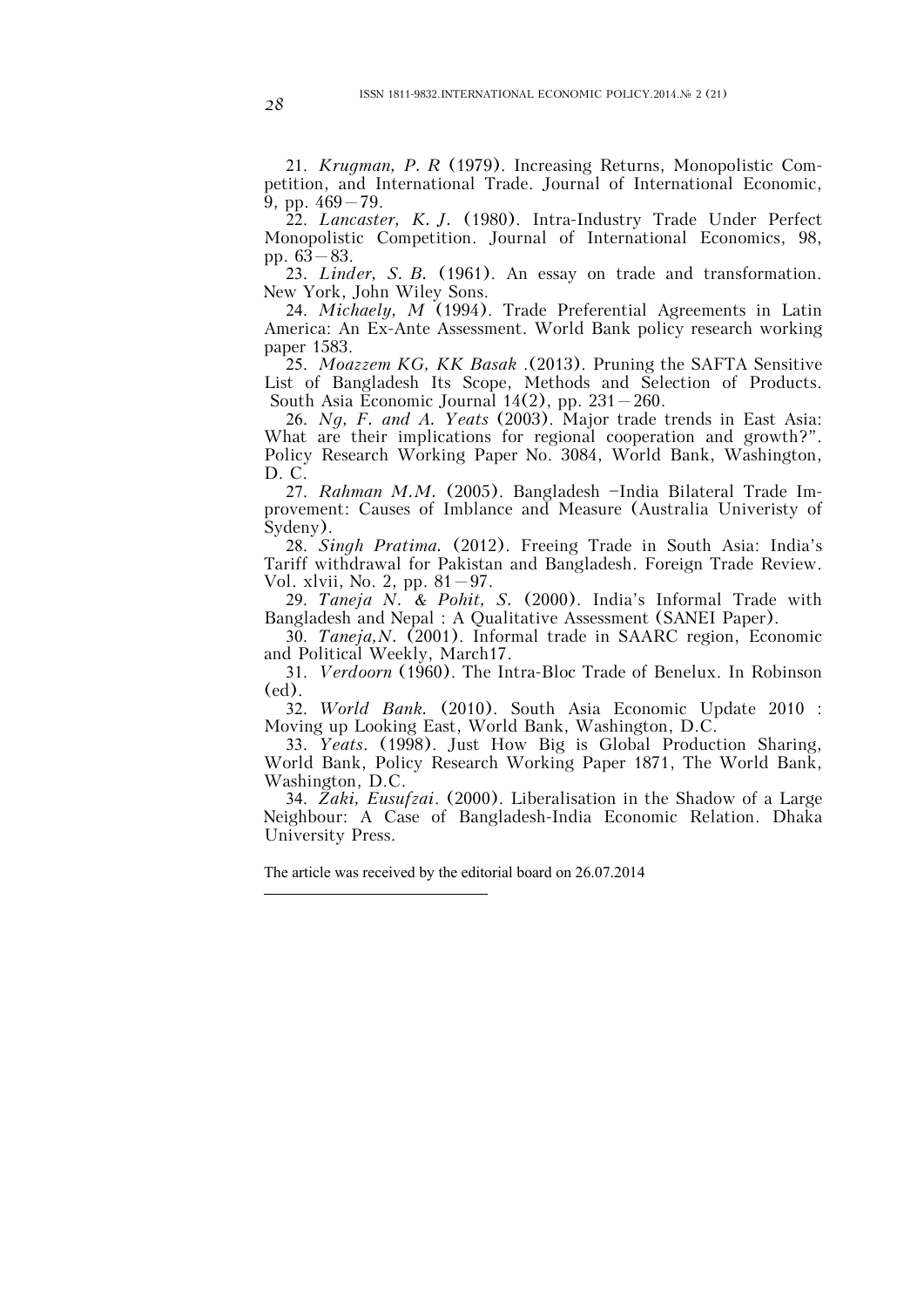21. *Krugman, P. R* (1979). Increasing Returns, Monopolistic Competition, and International Trade. Journal of International Economic, 9, pp. 469—79.

22. *Lancaster, K. J.* (1980). Intra-Industry Trade Under Perfect Monopolistic Competition. Journal of International Economics, 98, pp. 63—83.

23. *Linder, S. B.* (1961). An essay on trade and transformation. New York, John Wiley Sons.

24. *Michaely, M* (1994). Trade Preferential Agreements in Latin America: An Ex-Ante Assessment. World Bank policy research working paper 1583.

25. *Moazzem KG, KK Basak* .(2013). Pruning the SAFTA Sensitive List of Bangladesh Its Scope, Methods and Selection of Products. South Asia Economic Journal 14(2), pp. 231—260.

26. *Ng, F. and A. Yeats* (2003). Major trade trends in East Asia: What are their implications for regional cooperation and growth?". Policy Research Working Paper No. 3084, World Bank, Washington, D. C.

27. *Rahman M.M.* (2005). Bangladesh –India Bilateral Trade Improvement: Causes of Imblance and Measure (Australia Univeristy of Sydeny).

28. *Singh Pratima.* (2012). Freeing Trade in South Asia: India's Tariff withdrawal for Pakistan and Bangladesh. Foreign Trade Review. Vol. xlvii, No. 2, pp. 81—97.

29. *Taneja N. & Pohit, S.* (2000). India's Informal Trade with Bangladesh and Nepal : A Qualitative Assessment (SANEI Paper).

30. *Taneja,N.* (2001). Informal trade in SAARC region, Economic and Political Weekly, March17.

31. *Verdoorn* (1960). The Intra-Bloc Trade of Benelux. In Robinson (ed).

32. *World Bank.* (2010). South Asia Economic Update 2010 : Moving up Looking East, World Bank, Washington, D.C.

33. *Yeats*. (1998). Just How Big is Global Production Sharing, World Bank, Policy Research Working Paper 1871, The World Bank, Washington, D.C.

34. *Zaki, Eusufzai*. (2000). Liberalisation in the Shadow of a Large Neighbour: A Case of Bangladesh-India Economic Relation. Dhaka University Press.

The article was received by the editorial board on 26.07.2014